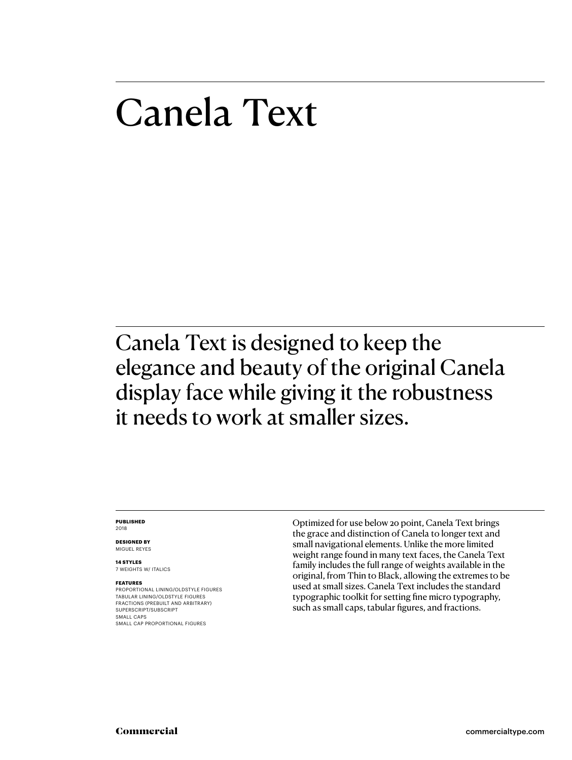# Canela Text

Canela Text is designed to keep the elegance and beauty of the original Canela display face while giving it the robustness it needs to work at smaller sizes.

**PUBLISHED**
2018

**DESIGNED BY**
MIGUEL REYES

**14 STYLES**
7 WEIGHTS W/ ITALICS

**FEATURES**
PROPORTIONAL LINING/OLDSTYLE FIGURES
TABULAR LINING/OLDSTYLE FIGURES
FRACTIONS (PREBUILT AND ARBITRARY)
SUPERSCRIPT/SUBSCRIPT
SMALL CAPS
SMALL CAP PROPORTIONAL FIGURES

Optimized for use below 20 point, Canela Text brings the grace and distinction of Canela to longer text and small navigational elements. Unlike the more limited weight range found in many text faces, the Canela Text family includes the full range of weights available in the original, from Thin to Black, allowing the extremes to be used at small sizes. Canela Text includes the standard typographic toolkit for setting fine micro typography, such as small caps, tabular figures, and fractions.

**Commercial** commercialtype.com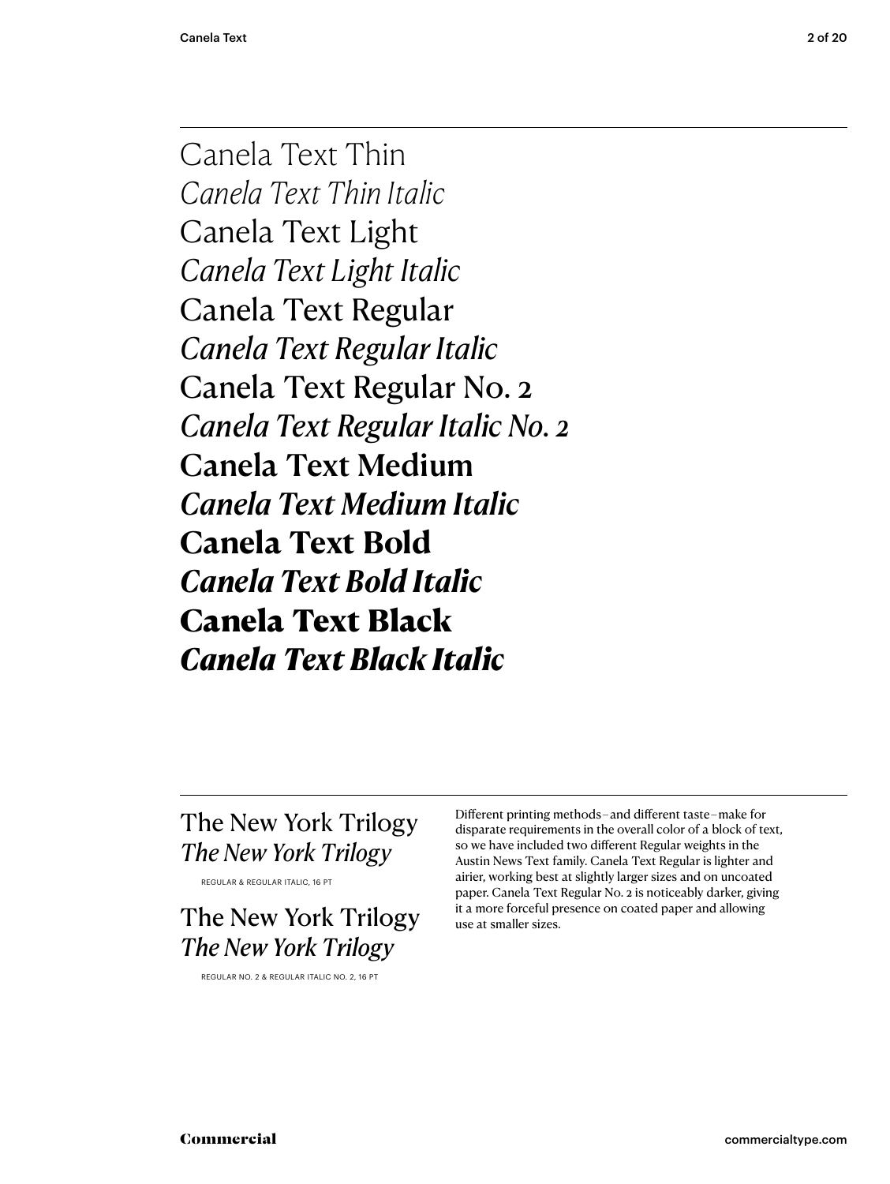Canela Text Thin

*Canela Text Thin Italic*

Canela Text Light

*Canela Text Light Italic*

Canela Text Regular

*Canela Text Regular Italic*

Canela Text Regular No. 2

*Canela Text Regular Italic No. 2*

Canela Text Medium

*Canela Text Medium Italic*

**Canela Text Bold**

***Canela Text Bold Italic***

**Canela Text Black**

***Canela Text Black Italic***

---

The New York Trilogy

*The New York Trilogy*

REGULAR & REGULAR ITALIC, 16 PT

The New York Trilogy

*The New York Trilogy*

REGULAR NO. 2 & REGULAR ITALIC NO. 2, 16 PT

Different printing methods – and different taste – make for disparate requirements in the overall color of a block of text, so we have included two different Regular weights in the Austin News Text family. Canela Text Regular is lighter and airier, working best at slightly larger sizes and on uncoated paper. Canela Text Regular No. 2 is noticeably darker, giving it a more forceful presence on coated paper and allowing use at smaller sizes.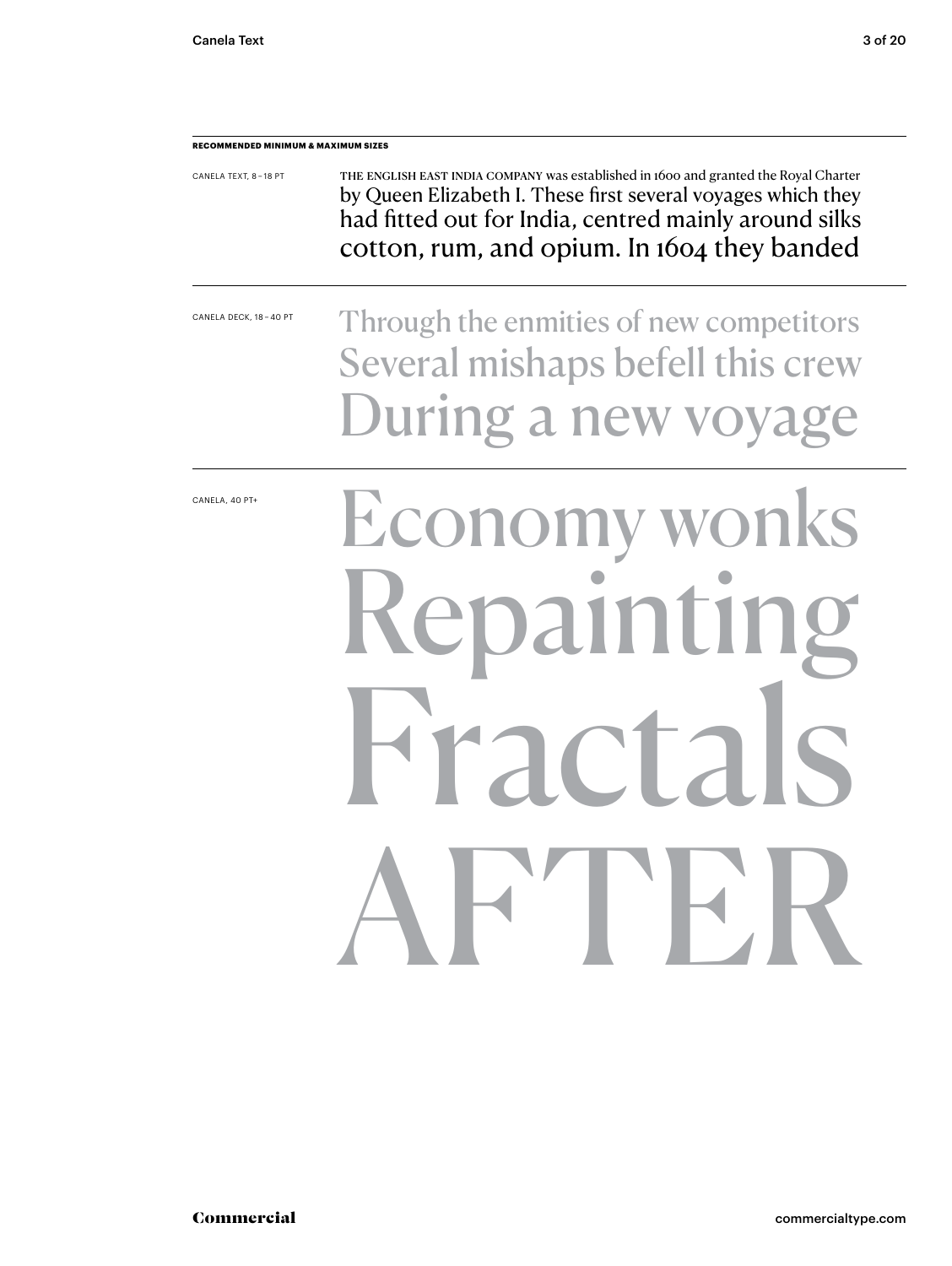**RECOMMENDED MINIMUM & MAXIMUM SIZES**

CANELA TEXT, 8 – 18 PT

THE ENGLISH EAST INDIA COMPANY was established in 1600 and granted the Royal Charter by Queen Elizabeth I. These first several voyages which they had fitted out for India, centred mainly around silks cotton, rum, and opium. In 1604 they banded

CANELA DECK, 18 – 40 PT

Through the enmities of new competitors
Several mishaps befell this crew
During a new voyage

CANELA, 40 PT+

Economy wonks
Repainting
Fractals
AFTER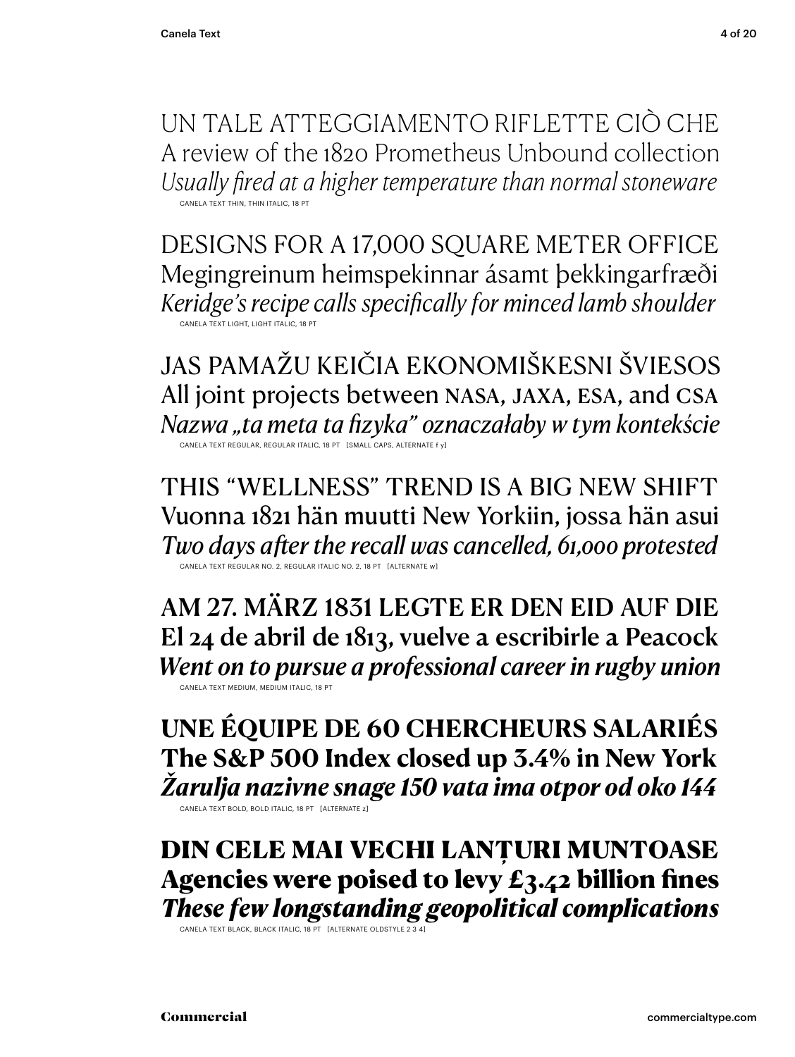UN TALE ATTEGGIAMENTO RIFLETTE CIÒ CHE
A review of the 1820 Prometheus Unbound collection
*Usually fired at a higher temperature than normal stoneware*
CANELA TEXT THIN, THIN ITALIC, 18 PT

DESIGNS FOR A 17,000 SQUARE METER OFFICE
Megingreinum heimspekinnar ásamt þekkingarfræði
*Keridge's recipe calls specifically for minced lamb shoulder*
CANELA TEXT LIGHT, LIGHT ITALIC, 18 PT

JAS PAMAŽU KEIČIA EKONOMIŠKESNI ŠVIESOS
All joint projects between NASA, JAXA, ESA, and CSA
*Nazwa „ta meta ta fizyka" oznaczałaby w tym kontekście*
CANELA TEXT REGULAR, REGULAR ITALIC, 18 PT [SMALL CAPS, ALTERNATE f y]

THIS "WELLNESS" TREND IS A BIG NEW SHIFT
Vuonna 1821 hän muutti New Yorkiin, jossa hän asui
*Two days after the recall was cancelled, 61,000 protested*
CANELA TEXT REGULAR NO. 2, REGULAR ITALIC NO. 2, 18 PT [ALTERNATE w]

**AM 27. MÄRZ 1831 LEGTE ER DEN EID AUF DIE**
**El 24 de abril de 1813, vuelve a escribirle a Peacock**
***Went on to pursue a professional career in rugby union***
CANELA TEXT MEDIUM, MEDIUM ITALIC, 18 PT

**UNE ÉQUIPE DE 60 CHERCHEURS SALARIÉS**
**The S&P 500 Index closed up 3.4% in New York**
***Žarulja nazivne snage 150 vata ima otpor od oko 144***
CANELA TEXT BOLD, BOLD ITALIC, 18 PT [ALTERNATE z]

**DIN CELE MAI VECHI LANȚURI MUNTOASE**
**Agencies were poised to levy £3.42 billion fines**
***These few longstanding geopolitical complications***
CANELA TEXT BLACK, BLACK ITALIC, 18 PT [ALTERNATE OLDSTYLE 2 3 4]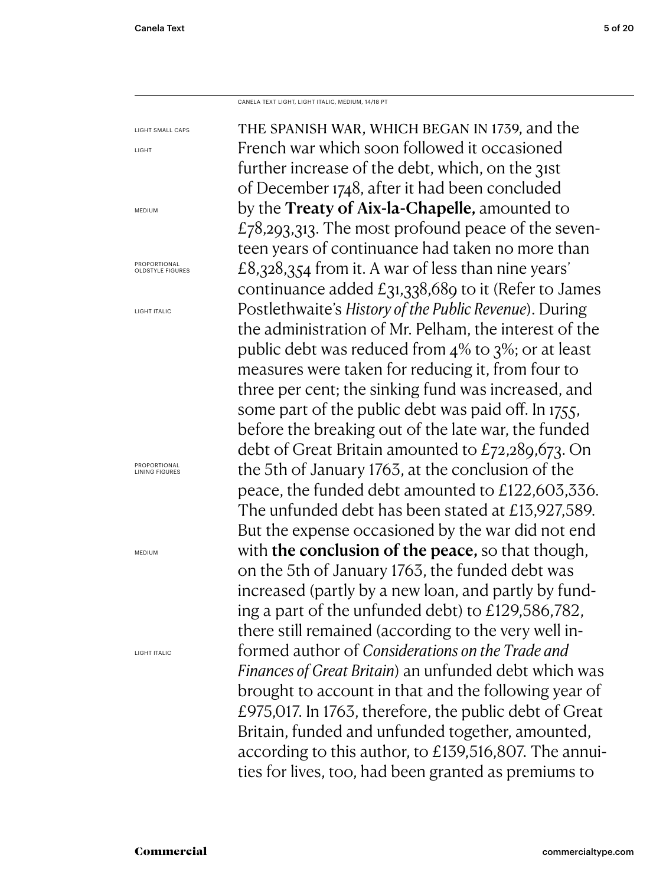CANELA TEXT LIGHT, LIGHT ITALIC, MEDIUM, 14/18 PT

LIGHT SMALL CAPS

LIGHT

MEDIUM

PROPORTIONAL OLDSTYLE FIGURES

LIGHT ITALIC

PROPORTIONAL LINING FIGURES

MEDIUM

LIGHT ITALIC

THE SPANISH WAR, WHICH BEGAN IN 1739, and the French war which soon followed it occasioned further increase of the debt, which, on the 31st of December 1748, after it had been concluded by the **Treaty of Aix-la-Chapelle,** amounted to £78,293,313. The most profound peace of the seventeen years of continuance had taken no more than £8,328,354 from it. A war of less than nine years' continuance added £31,338,689 to it (Refer to James Postlethwaite's *History of the Public Revenue*). During the administration of Mr. Pelham, the interest of the public debt was reduced from 4% to 3%; or at least measures were taken for reducing it, from four to three per cent; the sinking fund was increased, and some part of the public debt was paid off. In 1755, before the breaking out of the late war, the funded debt of Great Britain amounted to £72,289,673. On the 5th of January 1763, at the conclusion of the peace, the funded debt amounted to £122,603,336. The unfunded debt has been stated at £13,927,589. But the expense occasioned by the war did not end with **the conclusion of the peace,** so that though, on the 5th of January 1763, the funded debt was increased (partly by a new loan, and partly by funding a part of the unfunded debt) to £129,586,782, there still remained (according to the very well informed author of *Considerations on the Trade and Finances of Great Britain*) an unfunded debt which was brought to account in that and the following year of £975,017. In 1763, therefore, the public debt of Great Britain, funded and unfunded together, amounted, according to this author, to £139,516,807. The annuities for lives, too, had been granted as premiums to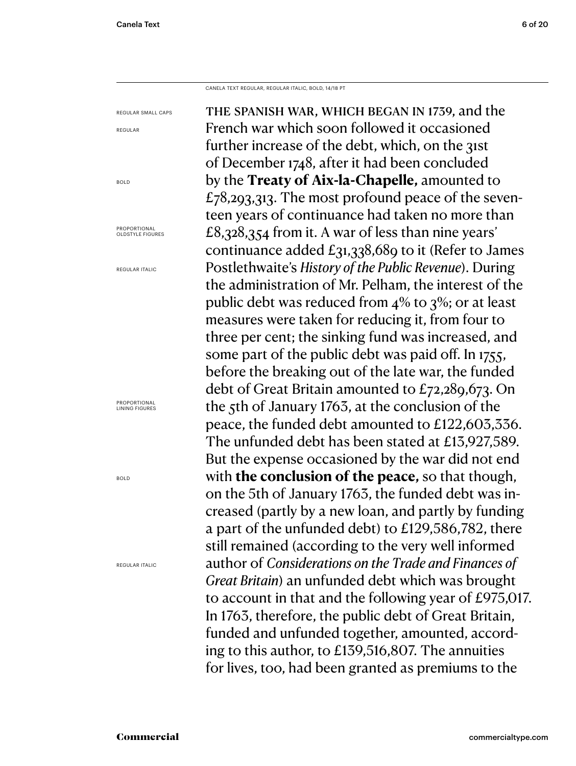CANELA TEXT REGULAR, REGULAR ITALIC, BOLD, 14/18 PT

REGULAR SMALL CAPS

REGULAR

BOLD

PROPORTIONAL OLDSTYLE FIGURES

REGULAR ITALIC

PROPORTIONAL LINING FIGURES

BOLD

REGULAR ITALIC

THE SPANISH WAR, WHICH BEGAN IN 1739, and the French war which soon followed it occasioned further increase of the debt, which, on the 31st of December 1748, after it had been concluded by the **Treaty of Aix-la-Chapelle,** amounted to £78,293,313. The most profound peace of the seventeen years of continuance had taken no more than £8,328,354 from it. A war of less than nine years' continuance added £31,338,689 to it (Refer to James Postlethwaite's *History of the Public Revenue*). During the administration of Mr. Pelham, the interest of the public debt was reduced from 4% to 3%; or at least measures were taken for reducing it, from four to three per cent; the sinking fund was increased, and some part of the public debt was paid off. In 1755, before the breaking out of the late war, the funded debt of Great Britain amounted to £72,289,673. On the 5th of January 1763, at the conclusion of the peace, the funded debt amounted to £122,603,336. The unfunded debt has been stated at £13,927,589. But the expense occasioned by the war did not end with **the conclusion of the peace,** so that though, on the 5th of January 1763, the funded debt was increased (partly by a new loan, and partly by funding a part of the unfunded debt) to £129,586,782, there still remained (according to the very well informed author of *Considerations on the Trade and Finances of Great Britain*) an unfunded debt which was brought to account in that and the following year of £975,017. In 1763, therefore, the public debt of Great Britain, funded and unfunded together, amounted, according to this author, to £139,516,807. The annuities for lives, too, had been granted as premiums to the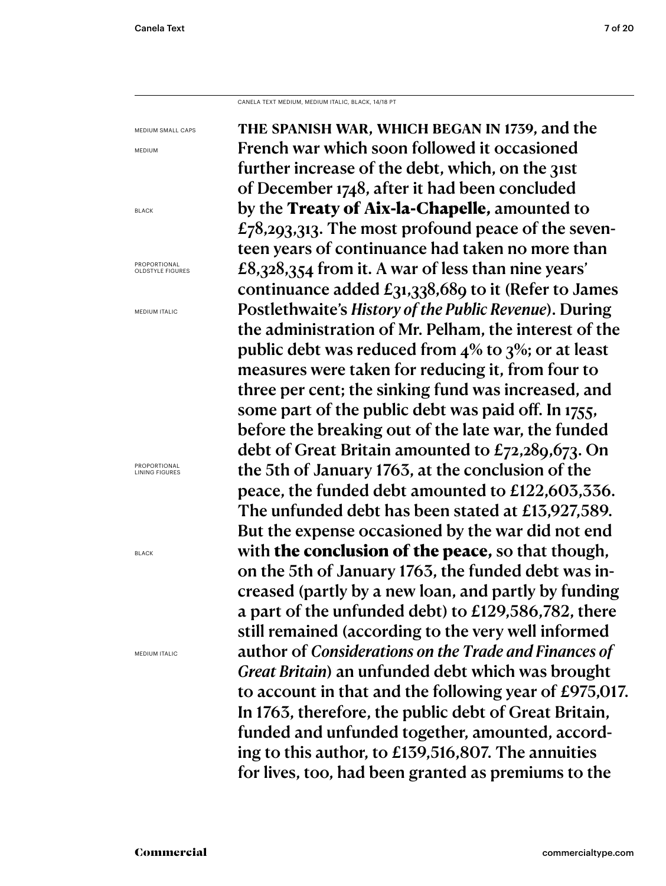CANELA TEXT MEDIUM, MEDIUM ITALIC, BLACK, 14/18 PT

MEDIUM SMALL CAPS

MEDIUM

BLACK

PROPORTIONAL OLDSTYLE FIGURES

MEDIUM ITALIC

PROPORTIONAL LINING FIGURES

BLACK

MEDIUM ITALIC

THE SPANISH WAR, WHICH BEGAN IN 1739, and the French war which soon followed it occasioned further increase of the debt, which, on the 31st of December 1748, after it had been concluded by the **Treaty of Aix-la-Chapelle,** amounted to £78,293,313. The most profound peace of the seventeen years of continuance had taken no more than £8,328,354 from it. A war of less than nine years' continuance added £31,338,689 to it (Refer to James Postlethwaite's *History of the Public Revenue*). During the administration of Mr. Pelham, the interest of the public debt was reduced from 4% to 3%; or at least measures were taken for reducing it, from four to three per cent; the sinking fund was increased, and some part of the public debt was paid off. In 1755, before the breaking out of the late war, the funded debt of Great Britain amounted to £72,289,673. On the 5th of January 1763, at the conclusion of the peace, the funded debt amounted to £122,603,336. The unfunded debt has been stated at £13,927,589. But the expense occasioned by the war did not end with **the conclusion of the peace,** so that though, on the 5th of January 1763, the funded debt was increased (partly by a new loan, and partly by funding a part of the unfunded debt) to £129,586,782, there still remained (according to the very well informed author of *Considerations on the Trade and Finances of Great Britain*) an unfunded debt which was brought to account in that and the following year of £975,017. In 1763, therefore, the public debt of Great Britain, funded and unfunded together, amounted, according to this author, to £139,516,807. The annuities for lives, too, had been granted as premiums to the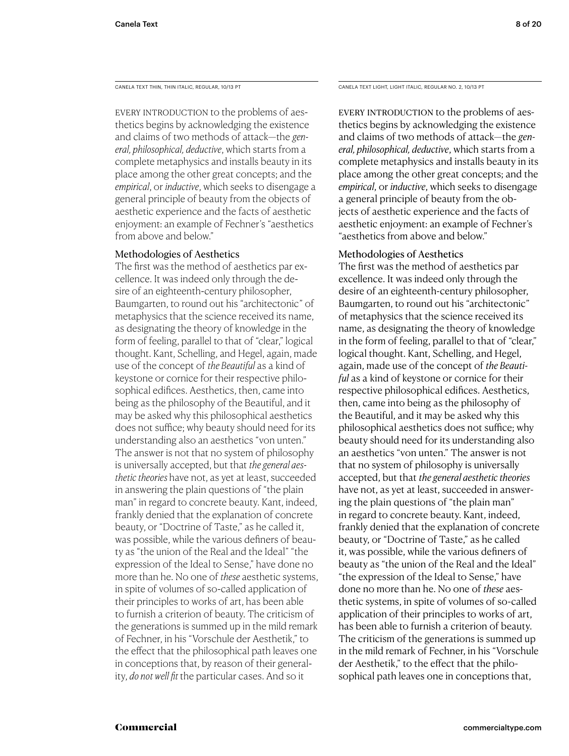CANELA TEXT THIN, THIN ITALIC, REGULAR, 10/13 PT

EVERY INTRODUCTION to the problems of aesthetics begins by acknowledging the existence and claims of two methods of attack—the *general, philosophical, deductive*, which starts from a complete metaphysics and installs beauty in its place among the other great concepts; and the *empirical*, or *inductive*, which seeks to disengage a general principle of beauty from the objects of aesthetic experience and the facts of aesthetic enjoyment: an example of Fechner's "aesthetics from above and below."

### Methodologies of Aesthetics

The first was the method of aesthetics par excellence. It was indeed only through the desire of an eighteenth-century philosopher, Baumgarten, to round out his "architectonic" of metaphysics that the science received its name, as designating the theory of knowledge in the form of feeling, parallel to that of "clear," logical thought. Kant, Schelling, and Hegel, again, made use of the concept of *the Beautiful* as a kind of keystone or cornice for their respective philosophical edifices. Aesthetics, then, came into being as the philosophy of the Beautiful, and it may be asked why this philosophical aesthetics does not suffice; why beauty should need for its understanding also an aesthetics "von unten." The answer is not that no system of philosophy is universally accepted, but that *the general aesthetic theories* have not, as yet at least, succeeded in answering the plain questions of "the plain man" in regard to concrete beauty. Kant, indeed, frankly denied that the explanation of concrete beauty, or "Doctrine of Taste," as he called it, was possible, while the various definers of beauty as "the union of the Real and the Ideal" "the expression of the Ideal to Sense," have done no more than he. No one of *these* aesthetic systems, in spite of volumes of so-called application of their principles to works of art, has been able to furnish a criterion of beauty. The criticism of the generations is summed up in the mild remark of Fechner, in his "Vorschule der Aesthetik," to the effect that the philosophical path leaves one in conceptions that, by reason of their generality, *do not well fit* the particular cases. And so it

CANELA TEXT LIGHT, LIGHT ITALIC, REGULAR NO. 2, 10/13 PT

EVERY INTRODUCTION to the problems of aesthetics begins by acknowledging the existence and claims of two methods of attack—the *general, philosophical, deductive*, which starts from a complete metaphysics and installs beauty in its place among the other great concepts; and the *empirical*, or *inductive*, which seeks to disengage a general principle of beauty from the objects of aesthetic experience and the facts of aesthetic enjoyment: an example of Fechner's "aesthetics from above and below."

### Methodologies of Aesthetics

The first was the method of aesthetics par excellence. It was indeed only through the desire of an eighteenth-century philosopher, Baumgarten, to round out his "architectonic" of metaphysics that the science received its name, as designating the theory of knowledge in the form of feeling, parallel to that of "clear," logical thought. Kant, Schelling, and Hegel, again, made use of the concept of *the Beautiful* as a kind of keystone or cornice for their respective philosophical edifices. Aesthetics, then, came into being as the philosophy of the Beautiful, and it may be asked why this philosophical aesthetics does not suffice; why beauty should need for its understanding also an aesthetics "von unten." The answer is not that no system of philosophy is universally accepted, but that *the general aesthetic theories* have not, as yet at least, succeeded in answering the plain questions of "the plain man" in regard to concrete beauty. Kant, indeed, frankly denied that the explanation of concrete beauty, or "Doctrine of Taste," as he called it, was possible, while the various definers of beauty as "the union of the Real and the Ideal" "the expression of the Ideal to Sense," have done no more than he. No one of *these* aesthetic systems, in spite of volumes of so-called application of their principles to works of art, has been able to furnish a criterion of beauty. The criticism of the generations is summed up in the mild remark of Fechner, in his "Vorschule der Aesthetik," to the effect that the philosophical path leaves one in conceptions that,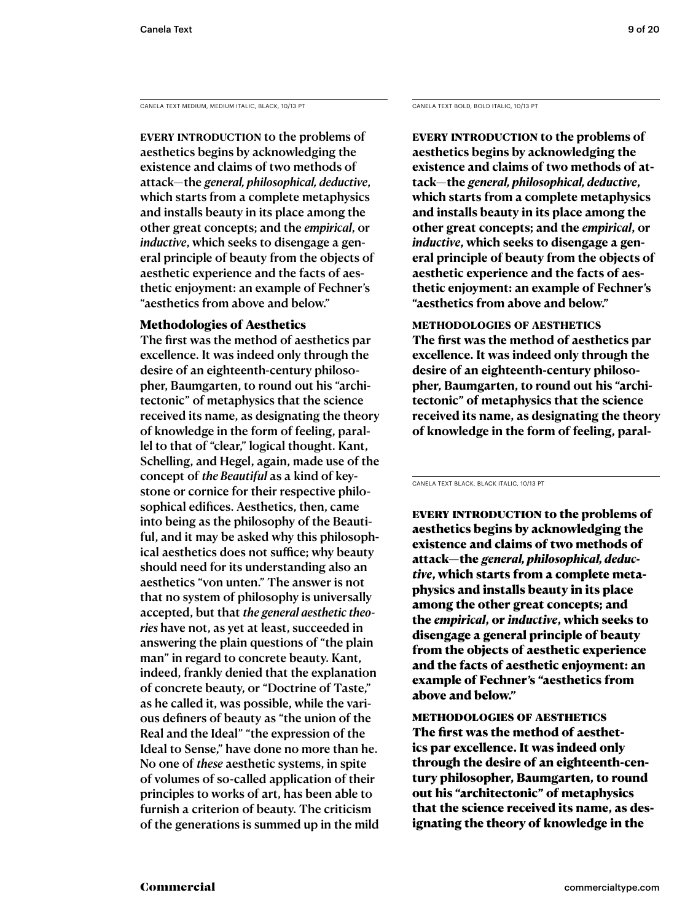CANELA TEXT MEDIUM, MEDIUM ITALIC, BLACK, 10/13 PT

EVERY INTRODUCTION to the problems of aesthetics begins by acknowledging the existence and claims of two methods of attack—the *general, philosophical, deductive*, which starts from a complete metaphysics and installs beauty in its place among the other great concepts; and the *empirical*, or *inductive*, which seeks to disengage a general principle of beauty from the objects of aesthetic experience and the facts of aesthetic enjoyment: an example of Fechner's "aesthetics from above and below."

**Methodologies of Aesthetics**

The first was the method of aesthetics par excellence. It was indeed only through the desire of an eighteenth-century philosopher, Baumgarten, to round out his "architectonic" of metaphysics that the science received its name, as designating the theory of knowledge in the form of feeling, parallel to that of "clear," logical thought. Kant, Schelling, and Hegel, again, made use of the concept of *the Beautiful* as a kind of keystone or cornice for their respective philosophical edifices. Aesthetics, then, came into being as the philosophy of the Beautiful, and it may be asked why this philosophical aesthetics does not suffice; why beauty should need for its understanding also an aesthetics "von unten." The answer is not that no system of philosophy is universally accepted, but that *the general aesthetic theories* have not, as yet at least, succeeded in answering the plain questions of "the plain man" in regard to concrete beauty. Kant, indeed, frankly denied that the explanation of concrete beauty, or "Doctrine of Taste," as he called it, was possible, while the various definers of beauty as "the union of the Real and the Ideal" "the expression of the Ideal to Sense," have done no more than he. No one of *these* aesthetic systems, in spite of volumes of so-called application of their principles to works of art, has been able to furnish a criterion of beauty. The criticism of the generations is summed up in the mild

CANELA TEXT BOLD, BOLD ITALIC, 10/13 PT

**EVERY INTRODUCTION to the problems of aesthetics begins by acknowledging the existence and claims of two methods of attack—the *general, philosophical, deductive*, which starts from a complete metaphysics and installs beauty in its place among the other great concepts; and the *empirical*, or *inductive*, which seeks to disengage a general principle of beauty from the objects of aesthetic experience and the facts of aesthetic enjoyment: an example of Fechner's "aesthetics from above and below."**

**METHODOLOGIES OF AESTHETICS**

**The first was the method of aesthetics par excellence. It was indeed only through the desire of an eighteenth-century philosopher, Baumgarten, to round out his "architectonic" of metaphysics that the science received its name, as designating the theory of knowledge in the form of feeling, paral-**

CANELA TEXT BLACK, BLACK ITALIC, 10/13 PT

**EVERY INTRODUCTION to the problems of aesthetics begins by acknowledging the existence and claims of two methods of attack—the *general, philosophical, deductive*, which starts from a complete metaphysics and installs beauty in its place among the other great concepts; and the *empirical*, or *inductive*, which seeks to disengage a general principle of beauty from the objects of aesthetic experience and the facts of aesthetic enjoyment: an example of Fechner's "aesthetics from above and below."**

**METHODOLOGIES OF AESTHETICS**

**The first was the method of aesthetics par excellence. It was indeed only through the desire of an eighteenth-century philosopher, Baumgarten, to round out his "architectonic" of metaphysics that the science received its name, as designating the theory of knowledge in the**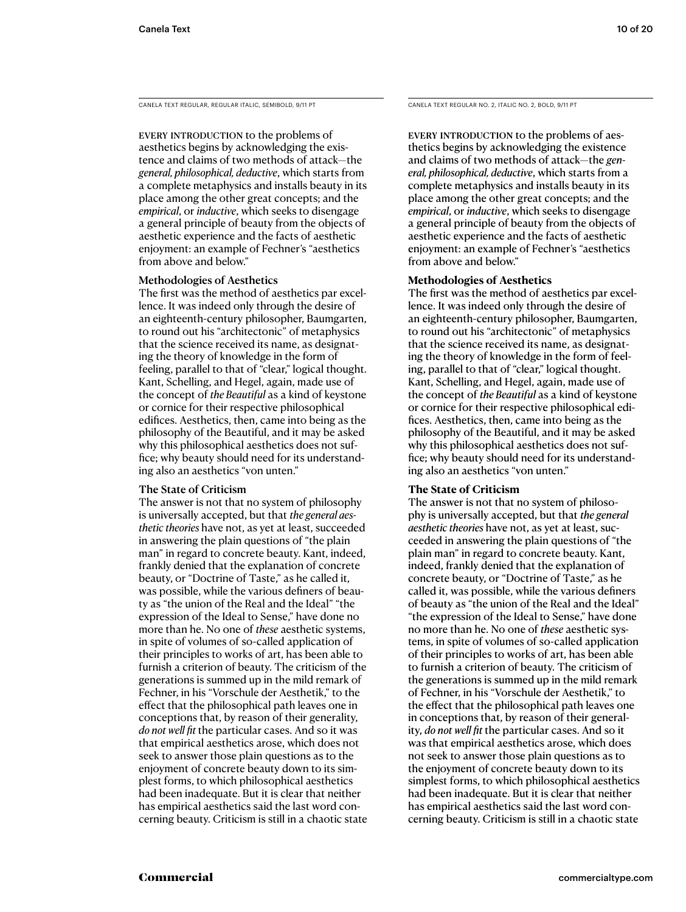CANELA TEXT REGULAR, REGULAR ITALIC, SEMIBOLD, 9/11 PT

EVERY INTRODUCTION to the problems of aesthetics begins by acknowledging the existence and claims of two methods of attack—the *general, philosophical, deductive*, which starts from a complete metaphysics and installs beauty in its place among the other great concepts; and the *empirical*, or *inductive*, which seeks to disengage a general principle of beauty from the objects of aesthetic experience and the facts of aesthetic enjoyment: an example of Fechner's "aesthetics from above and below."

**Methodologies of Aesthetics**

The first was the method of aesthetics par excellence. It was indeed only through the desire of an eighteenth-century philosopher, Baumgarten, to round out his "architectonic" of metaphysics that the science received its name, as designating the theory of knowledge in the form of feeling, parallel to that of "clear," logical thought. Kant, Schelling, and Hegel, again, made use of the concept of *the Beautiful* as a kind of keystone or cornice for their respective philosophical edifices. Aesthetics, then, came into being as the philosophy of the Beautiful, and it may be asked why this philosophical aesthetics does not suffice; why beauty should need for its understanding also an aesthetics "von unten."

**The State of Criticism**

The answer is not that no system of philosophy is universally accepted, but that *the general aesthetic theories* have not, as yet at least, succeeded in answering the plain questions of "the plain man" in regard to concrete beauty. Kant, indeed, frankly denied that the explanation of concrete beauty, or "Doctrine of Taste," as he called it, was possible, while the various definers of beauty as "the union of the Real and the Ideal" "the expression of the Ideal to Sense," have done no more than he. No one of *these* aesthetic systems, in spite of volumes of so-called application of their principles to works of art, has been able to furnish a criterion of beauty. The criticism of the generations is summed up in the mild remark of Fechner, in his "Vorschule der Aesthetik," to the effect that the philosophical path leaves one in conceptions that, by reason of their generality, *do not well fit* the particular cases. And so it was that empirical aesthetics arose, which does not seek to answer those plain questions as to the enjoyment of concrete beauty down to its simplest forms, to which philosophical aesthetics had been inadequate. But it is clear that neither has empirical aesthetics said the last word concerning beauty. Criticism is still in a chaotic state

CANELA TEXT REGULAR NO. 2, ITALIC NO. 2, BOLD, 9/11 PT

EVERY INTRODUCTION to the problems of aesthetics begins by acknowledging the existence and claims of two methods of attack—the *general, philosophical, deductive*, which starts from a complete metaphysics and installs beauty in its place among the other great concepts; and the *empirical*, or *inductive*, which seeks to disengage a general principle of beauty from the objects of aesthetic experience and the facts of aesthetic enjoyment: an example of Fechner's "aesthetics from above and below."

**Methodologies of Aesthetics**

The first was the method of aesthetics par excellence. It was indeed only through the desire of an eighteenth-century philosopher, Baumgarten, to round out his "architectonic" of metaphysics that the science received its name, as designating the theory of knowledge in the form of feeling, parallel to that of "clear," logical thought. Kant, Schelling, and Hegel, again, made use of the concept of *the Beautiful* as a kind of keystone or cornice for their respective philosophical edifices. Aesthetics, then, came into being as the philosophy of the Beautiful, and it may be asked why this philosophical aesthetics does not suffice; why beauty should need for its understanding also an aesthetics "von unten."

**The State of Criticism**

The answer is not that no system of philosophy is universally accepted, but that *the general aesthetic theories* have not, as yet at least, succeeded in answering the plain questions of "the plain man" in regard to concrete beauty. Kant, indeed, frankly denied that the explanation of concrete beauty, or "Doctrine of Taste," as he called it, was possible, while the various definers of beauty as "the union of the Real and the Ideal" "the expression of the Ideal to Sense," have done no more than he. No one of *these* aesthetic systems, in spite of volumes of so-called application of their principles to works of art, has been able to furnish a criterion of beauty. The criticism of the generations is summed up in the mild remark of Fechner, in his "Vorschule der Aesthetik," to the effect that the philosophical path leaves one in conceptions that, by reason of their generality, *do not well fit* the particular cases. And so it was that empirical aesthetics arose, which does not seek to answer those plain questions as to the enjoyment of concrete beauty down to its simplest forms, to which philosophical aesthetics had been inadequate. But it is clear that neither has empirical aesthetics said the last word concerning beauty. Criticism is still in a chaotic state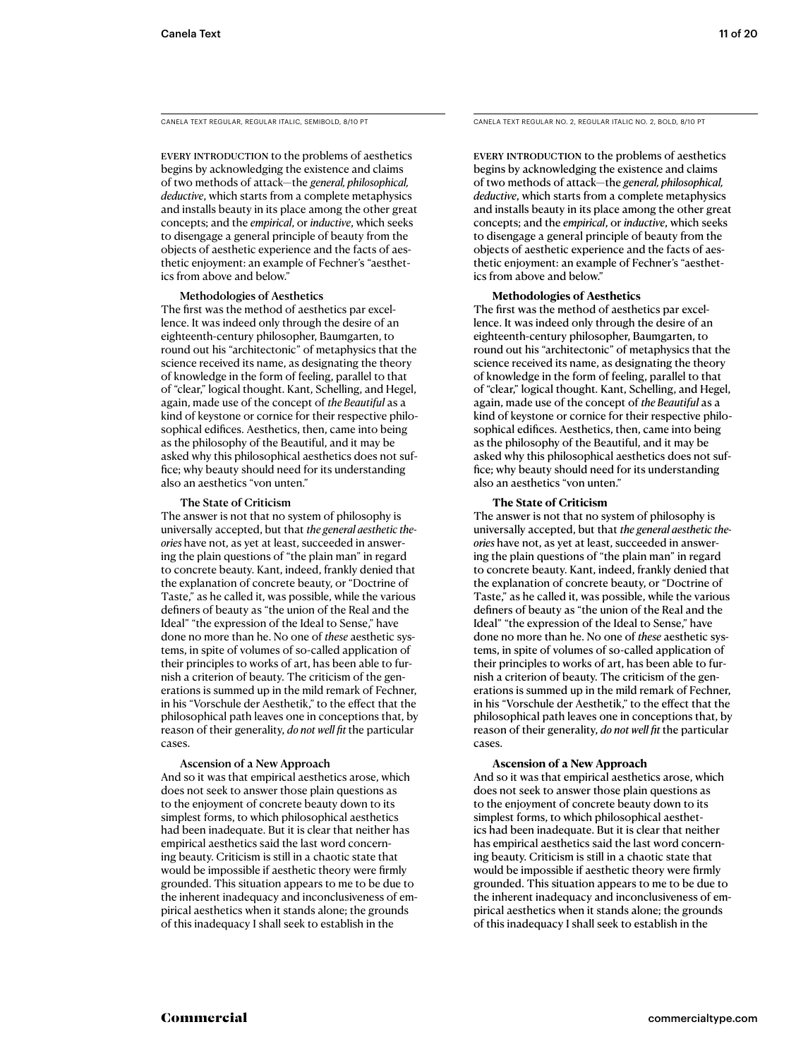CANELA TEXT REGULAR, REGULAR ITALIC, SEMIBOLD, 8/10 PT

EVERY INTRODUCTION to the problems of aesthetics begins by acknowledging the existence and claims of two methods of attack—the *general, philosophical, deductive*, which starts from a complete metaphysics and installs beauty in its place among the other great concepts; and the *empirical*, or *inductive*, which seeks to disengage a general principle of beauty from the objects of aesthetic experience and the facts of aesthetic enjoyment: an example of Fechner's "aesthetics from above and below."

**Methodologies of Aesthetics**

The first was the method of aesthetics par excellence. It was indeed only through the desire of an eighteenth-century philosopher, Baumgarten, to round out his "architectonic" of metaphysics that the science received its name, as designating the theory of knowledge in the form of feeling, parallel to that of "clear," logical thought. Kant, Schelling, and Hegel, again, made use of the concept of *the Beautiful* as a kind of keystone or cornice for their respective philosophical edifices. Aesthetics, then, came into being as the philosophy of the Beautiful, and it may be asked why this philosophical aesthetics does not suffice; why beauty should need for its understanding also an aesthetics "von unten."

**The State of Criticism**

The answer is not that no system of philosophy is universally accepted, but that *the general aesthetic theories* have not, as yet at least, succeeded in answering the plain questions of "the plain man" in regard to concrete beauty. Kant, indeed, frankly denied that the explanation of concrete beauty, or "Doctrine of Taste," as he called it, was possible, while the various definers of beauty as "the union of the Real and the Ideal" "the expression of the Ideal to Sense," have done no more than he. No one of *these* aesthetic systems, in spite of volumes of so-called application of their principles to works of art, has been able to furnish a criterion of beauty. The criticism of the generations is summed up in the mild remark of Fechner, in his "Vorschule der Aesthetik," to the effect that the philosophical path leaves one in conceptions that, by reason of their generality, *do not well fit* the particular cases.

**Ascension of a New Approach**

And so it was that empirical aesthetics arose, which does not seek to answer those plain questions as to the enjoyment of concrete beauty down to its simplest forms, to which philosophical aesthetics had been inadequate. But it is clear that neither has empirical aesthetics said the last word concerning beauty. Criticism is still in a chaotic state that would be impossible if aesthetic theory were firmly grounded. This situation appears to me to be due to the inherent inadequacy and inconclusiveness of empirical aesthetics when it stands alone; the grounds of this inadequacy I shall seek to establish in the

CANELA TEXT REGULAR NO. 2, REGULAR ITALIC NO. 2, BOLD, 8/10 PT

EVERY INTRODUCTION to the problems of aesthetics begins by acknowledging the existence and claims of two methods of attack—the *general, philosophical, deductive*, which starts from a complete metaphysics and installs beauty in its place among the other great concepts; and the *empirical*, or *inductive*, which seeks to disengage a general principle of beauty from the objects of aesthetic experience and the facts of aesthetic enjoyment: an example of Fechner's "aesthetics from above and below."

**Methodologies of Aesthetics**

The first was the method of aesthetics par excellence. It was indeed only through the desire of an eighteenth-century philosopher, Baumgarten, to round out his "architectonic" of metaphysics that the science received its name, as designating the theory of knowledge in the form of feeling, parallel to that of "clear," logical thought. Kant, Schelling, and Hegel, again, made use of the concept of *the Beautiful* as a kind of keystone or cornice for their respective philosophical edifices. Aesthetics, then, came into being as the philosophy of the Beautiful, and it may be asked why this philosophical aesthetics does not suffice; why beauty should need for its understanding also an aesthetics "von unten."

**The State of Criticism**

The answer is not that no system of philosophy is universally accepted, but that *the general aesthetic theories* have not, as yet at least, succeeded in answering the plain questions of "the plain man" in regard to concrete beauty. Kant, indeed, frankly denied that the explanation of concrete beauty, or "Doctrine of Taste," as he called it, was possible, while the various definers of beauty as "the union of the Real and the Ideal" "the expression of the Ideal to Sense," have done no more than he. No one of *these* aesthetic systems, in spite of volumes of so-called application of their principles to works of art, has been able to furnish a criterion of beauty. The criticism of the generations is summed up in the mild remark of Fechner, in his "Vorschule der Aesthetik," to the effect that the philosophical path leaves one in conceptions that, by reason of their generality, *do not well fit* the particular cases.

**Ascension of a New Approach**

And so it was that empirical aesthetics arose, which does not seek to answer those plain questions as to the enjoyment of concrete beauty down to its simplest forms, to which philosophical aesthetics had been inadequate. But it is clear that neither has empirical aesthetics said the last word concerning beauty. Criticism is still in a chaotic state that would be impossible if aesthetic theory were firmly grounded. This situation appears to me to be due to the inherent inadequacy and inconclusiveness of empirical aesthetics when it stands alone; the grounds of this inadequacy I shall seek to establish in the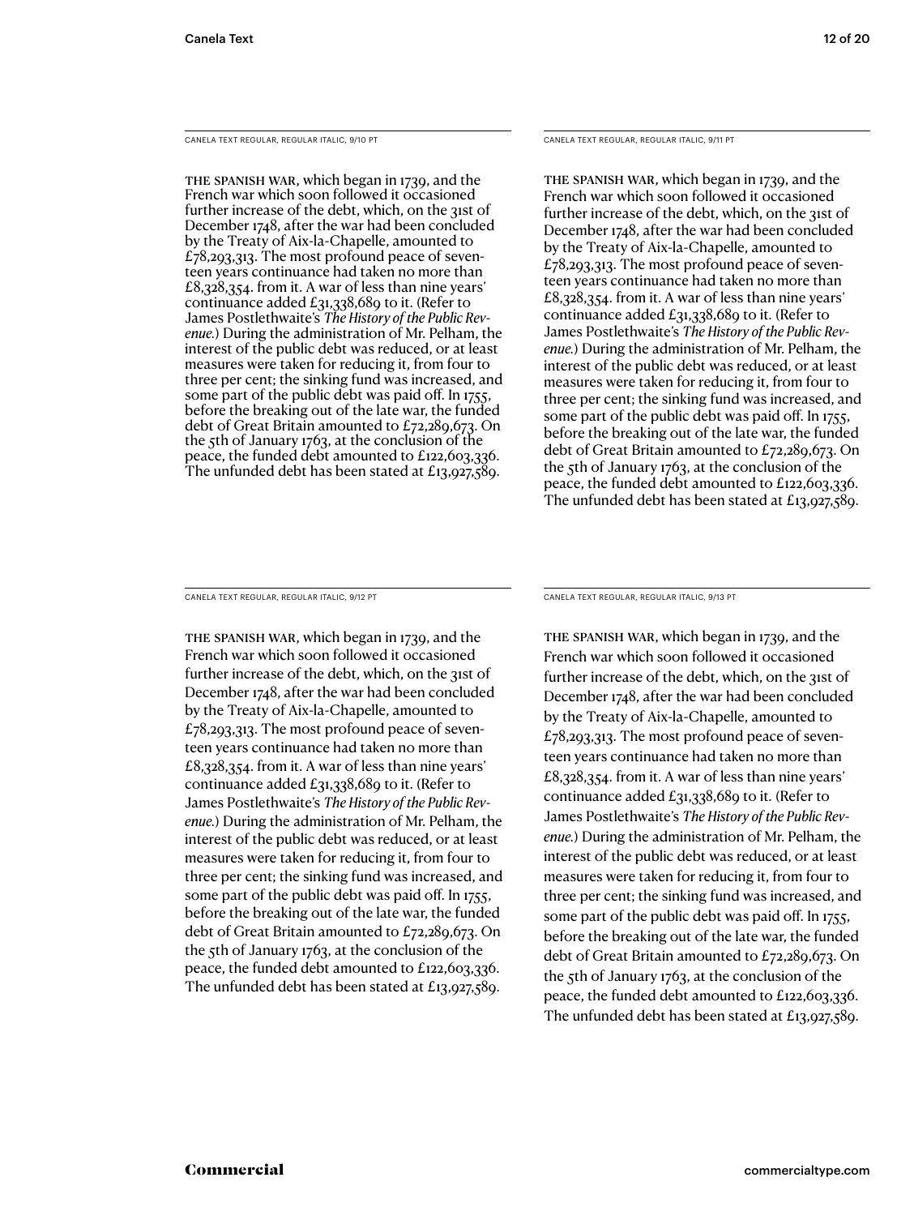CANELA TEXT REGULAR, REGULAR ITALIC, 9/10 PT

THE SPANISH WAR, which began in 1739, and the French war which soon followed it occasioned further increase of the debt, which, on the 31st of December 1748, after the war had been concluded by the Treaty of Aix-la-Chapelle, amounted to £78,293,313. The most profound peace of seventeen years continuance had taken no more than £8,328,354. from it. A war of less than nine years' continuance added £31,338,689 to it. (Refer to James Postlethwaite's *The History of the Public Revenue.*) During the administration of Mr. Pelham, the interest of the public debt was reduced, or at least measures were taken for reducing it, from four to three per cent; the sinking fund was increased, and some part of the public debt was paid off. In 1755, before the breaking out of the late war, the funded debt of Great Britain amounted to £72,289,673. On the 5th of January 1763, at the conclusion of the peace, the funded debt amounted to £122,603,336. The unfunded debt has been stated at £13,927,589.

CANELA TEXT REGULAR, REGULAR ITALIC, 9/11 PT

THE SPANISH WAR, which began in 1739, and the French war which soon followed it occasioned further increase of the debt, which, on the 31st of December 1748, after the war had been concluded by the Treaty of Aix-la-Chapelle, amounted to £78,293,313. The most profound peace of seventeen years continuance had taken no more than £8,328,354. from it. A war of less than nine years' continuance added £31,338,689 to it. (Refer to James Postlethwaite's *The History of the Public Revenue.*) During the administration of Mr. Pelham, the interest of the public debt was reduced, or at least measures were taken for reducing it, from four to three per cent; the sinking fund was increased, and some part of the public debt was paid off. In 1755, before the breaking out of the late war, the funded debt of Great Britain amounted to £72,289,673. On the 5th of January 1763, at the conclusion of the peace, the funded debt amounted to £122,603,336. The unfunded debt has been stated at £13,927,589.

CANELA TEXT REGULAR, REGULAR ITALIC, 9/12 PT

THE SPANISH WAR, which began in 1739, and the French war which soon followed it occasioned further increase of the debt, which, on the 31st of December 1748, after the war had been concluded by the Treaty of Aix-la-Chapelle, amounted to £78,293,313. The most profound peace of seventeen years continuance had taken no more than £8,328,354. from it. A war of less than nine years' continuance added £31,338,689 to it. (Refer to James Postlethwaite's *The History of the Public Revenue.*) During the administration of Mr. Pelham, the interest of the public debt was reduced, or at least measures were taken for reducing it, from four to three per cent; the sinking fund was increased, and some part of the public debt was paid off. In 1755, before the breaking out of the late war, the funded debt of Great Britain amounted to £72,289,673. On the 5th of January 1763, at the conclusion of the peace, the funded debt amounted to £122,603,336. The unfunded debt has been stated at £13,927,589.

CANELA TEXT REGULAR, REGULAR ITALIC, 9/13 PT

THE SPANISH WAR, which began in 1739, and the French war which soon followed it occasioned further increase of the debt, which, on the 31st of December 1748, after the war had been concluded by the Treaty of Aix-la-Chapelle, amounted to £78,293,313. The most profound peace of seventeen years continuance had taken no more than £8,328,354. from it. A war of less than nine years' continuance added £31,338,689 to it. (Refer to James Postlethwaite's *The History of the Public Revenue.*) During the administration of Mr. Pelham, the interest of the public debt was reduced, or at least measures were taken for reducing it, from four to three per cent; the sinking fund was increased, and some part of the public debt was paid off. In 1755, before the breaking out of the late war, the funded debt of Great Britain amounted to £72,289,673. On the 5th of January 1763, at the conclusion of the peace, the funded debt amounted to £122,603,336. The unfunded debt has been stated at £13,927,589.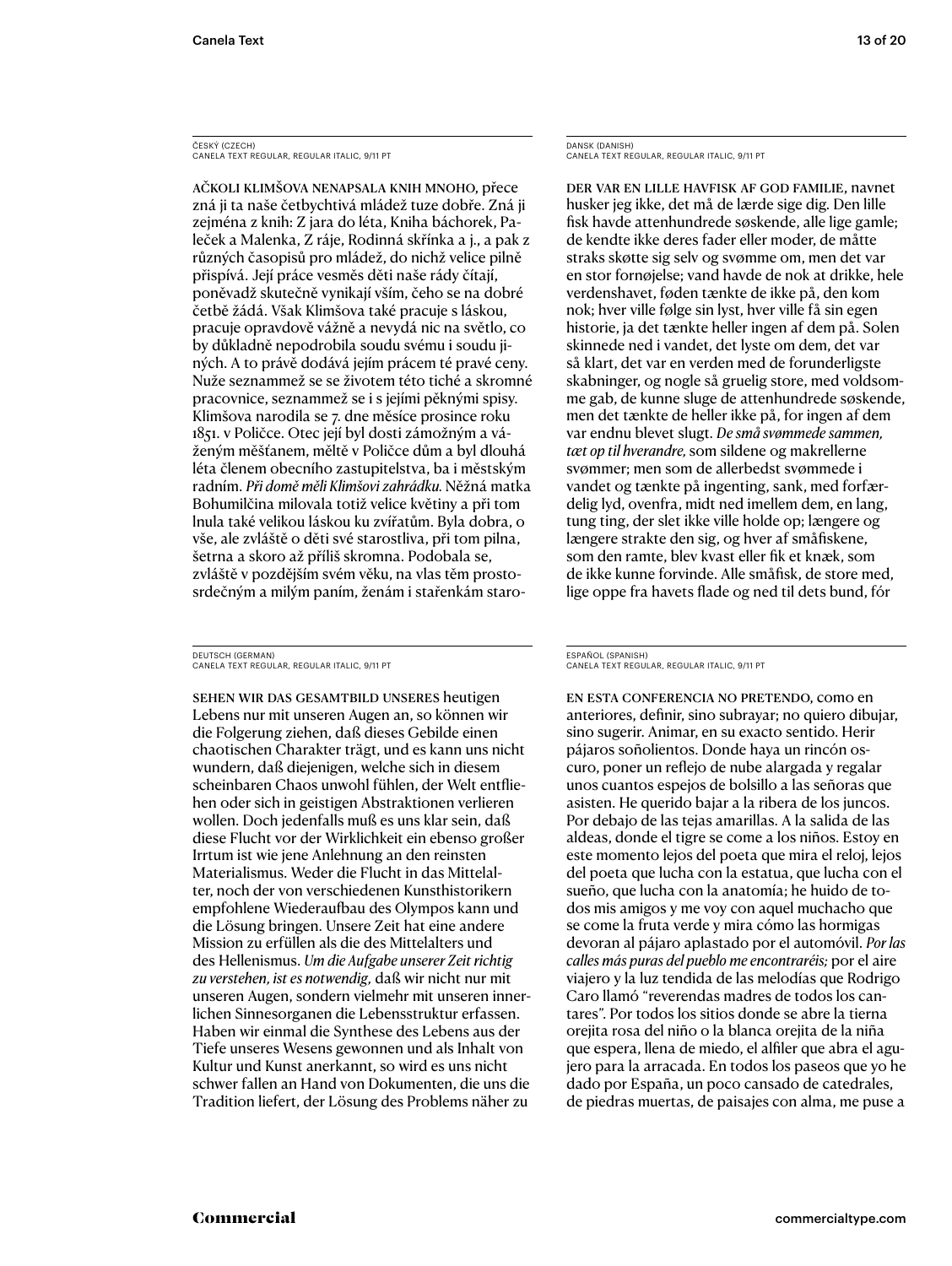ČESKÝ (CZECH)
CANELA TEXT REGULAR, REGULAR ITALIC, 9/11 PT

AČKOLI KLIMŠOVA NENAPSALA KNIH MNOHO, přece zná ji ta naše četbychtivá mládež tuze dobře. Zná ji zejména z knih: Z jara do léta, Kniha báchorek, Paleček a Malenka, Z ráje, Rodinná skřínka a j., a pak z různých časopisů pro mládež, do nichž velice pilně přispívá. Její práce vesměs děti naše rády čítají, poněvadž skutečně vynikají vším, čeho se na dobré četbě žádá. Však Klimšova také pracuje s láskou, pracuje opravdově vážně a nevydá nic na světlo, co by důkladně nepodrobila soudu svému i soudu jiných. A to právě dodává jejím prácem té pravé ceny. Nuže seznammež se se životem této tiché a skromné pracovnice, seznammež se i s jejími pěknými spisy. Klimšova narodila se 7. dne měsíce prosince roku 1851. v Poličce. Otec její byl dosti zámožným a váženým měšťanem, měltě v Poličce dům a byl dlouhá léta členem obecního zastupitelstva, ba i městským radním. *Při domě měli Klimšovi zahrádku.* Něžná matka Bohumilčina milovala totiž květiny a při tom lnula také velikou láskou ku zvířatům. Byla dobra, o vše, ale zvláště o děti své starostliva, při tom pilna, šetrna a skoro až příliš skromna. Podobala se, zvláště v pozdějším svém věku, na vlas těm prostosrdečným a milým paním, ženám i stařenkám staro-

DANSK (DANISH)
CANELA TEXT REGULAR, REGULAR ITALIC, 9/11 PT

DER VAR EN LILLE HAVFISK AF GOD FAMILIE, navnet husker jeg ikke, det må de lærde sige dig. Den lille fisk havde attenhundrede søskende, alle lige gamle; de kendte ikke deres fader eller moder, de måtte straks skøtte sig selv og svømme om, men det var en stor fornøjelse; vand havde de nok at drikke, hele verdenshavet, føden tænkte de ikke på, den kom nok; hver ville følge sin lyst, hver ville få sin egen historie, ja det tænkte heller ingen af dem på. Solen skinnede ned i vandet, det lyste om dem, det var så klart, det var en verden med de forunderligste skabninger, og nogle så gruelig store, med voldsomme gab, de kunne sluge de attenhundrede søskende, men det tænkte de heller ikke på, for ingen af dem var endnu blevet slugt. *De små svømmede sammen, tæt op til hverandre,* som sildene og makrellerne svømmer; men som de allerbedst svømmede i vandet og tænkte på ingenting, sank, med forfærdelig lyd, ovenfra, midt ned imellem dem, en lang, tung ting, der slet ikke ville holde op; længere og længere strakte den sig, og hver af småfiskene, som den ramte, blev kvast eller fik et knæk, som de ikke kunne forvinde. Alle småfisk, de store med, lige oppe fra havets flade og ned til dets bund, fór

DEUTSCH (GERMAN)
CANELA TEXT REGULAR, REGULAR ITALIC, 9/11 PT

SEHEN WIR DAS GESAMTBILD UNSERES heutigen Lebens nur mit unseren Augen an, so können wir die Folgerung ziehen, daß dieses Gebilde einen chaotischen Charakter trägt, und es kann uns nicht wundern, daß diejenigen, welche sich in diesem scheinbaren Chaos unwohl fühlen, der Welt entfliehen oder sich in geistigen Abstraktionen verlieren wollen. Doch jedenfalls muß es uns klar sein, daß diese Flucht vor der Wirklichkeit ein ebenso großer Irrtum ist wie jene Anlehnung an den reinsten Materialismus. Weder die Flucht in das Mittelalter, noch der von verschiedenen Kunsthistorikern empfohlene Wiederaufbau des Olympos kann und die Lösung bringen. Unsere Zeit hat eine andere Mission zu erfüllen als die des Mittelalters und des Hellenismus. *Um die Aufgabe unserer Zeit richtig zu verstehen, ist es notwendig,* daß wir nicht nur mit unseren Augen, sondern vielmehr mit unseren innerlichen Sinnesorganen die Lebensstruktur erfassen. Haben wir einmal die Synthese des Lebens aus der Tiefe unseres Wesens gewonnen und als Inhalt von Kultur und Kunst anerkannt, so wird es uns nicht schwer fallen an Hand von Dokumenten, die uns die Tradition liefert, der Lösung des Problems näher zu

ESPAÑOL (SPANISH)
CANELA TEXT REGULAR, REGULAR ITALIC, 9/11 PT

EN ESTA CONFERENCIA NO PRETENDO, como en anteriores, definir, sino subrayar; no quiero dibujar, sino sugerir. Animar, en su exacto sentido. Herir pájaros soñolientos. Donde haya un rincón oscuro, poner un reflejo de nube alargada y regalar unos cuantos espejos de bolsillo a las señoras que asisten. He querido bajar a la ribera de los juncos. Por debajo de las tejas amarillas. A la salida de las aldeas, donde el tigre se come a los niños. Estoy en este momento lejos del poeta que mira el reloj, lejos del poeta que lucha con la estatua, que lucha con el sueño, que lucha con la anatomía; he huido de todos mis amigos y me voy con aquel muchacho que se come la fruta verde y mira cómo las hormigas devoran al pájaro aplastado por el automóvil. *Por las calles más puras del pueblo me encontraréis;* por el aire viajero y la luz tendida de las melodías que Rodrigo Caro llamó "reverendas madres de todos los cantares". Por todos los sitios donde se abre la tierna orejita rosa del niño o la blanca orejita de la niña que espera, llena de miedo, el alfiler que abra el agujero para la arracada. En todos los paseos que yo he dado por España, un poco cansado de catedrales, de piedras muertas, de paisajes con alma, me puse a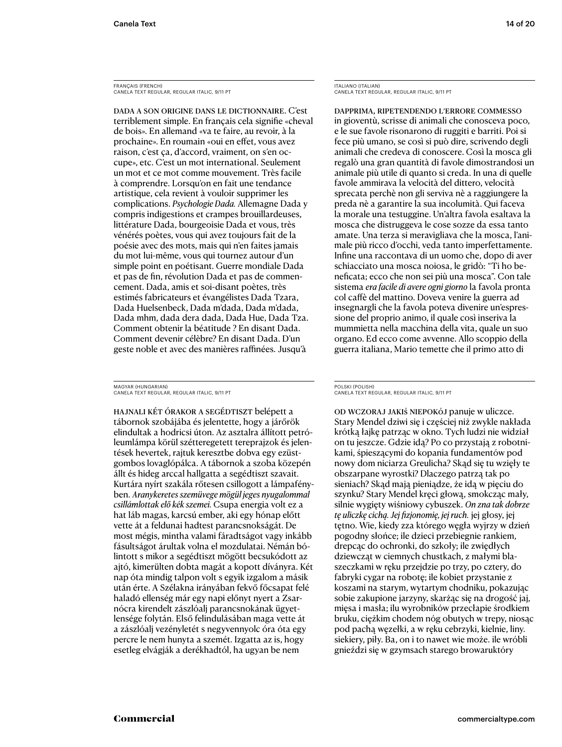FRANÇAIS (FRENCH)
CANELA TEXT REGULAR, REGULAR ITALIC, 9/11 PT

DADA A SON ORIGINE DANS LE DICTIONNAIRE. C'est terriblement simple. En français cela signifie «cheval de bois». En allemand «va te faire, au revoir, à la prochaine». En roumain «oui en effet, vous avez raison, c'est ça, d'accord, vraiment, on s'en occupe», etc. C'est un mot international. Seulement un mot et ce mot comme mouvement. Très facile à comprendre. Lorsqu'on en fait une tendance artistique, cela revient à vouloir supprimer les complications. *Psychologie Dada.* Allemagne Dada y compris indigestions et crampes brouillardeuses, littérature Dada, bourgeoisie Dada et vous, très vénérés poètes, vous qui avez toujours fait de la poésie avec des mots, mais qui n'en faites jamais du mot lui-même, vous qui tournez autour d'un simple point en poétisant. Guerre mondiale Dada et pas de fin, révolution Dada et pas de commencement. Dada, amis et soi-disant poètes, très estimés fabricateurs et évangélistes Dada Tzara, Dada Huelsenbeck, Dada m'dada, Dada m'dada, Dada mhm, dada dera dada, Dada Hue, Dada Tza. Comment obtenir la béatitude ? En disant Dada. Comment devenir célèbre? En disant Dada. D'un geste noble et avec des manières raffinées. Jusqu'à

ITALIANO (ITALIAN)
CANELA TEXT REGULAR, REGULAR ITALIC, 9/11 PT

DAPPRIMA, RIPETENDENDO L'ERRORE COMMESSO in gioventù, scrisse di animali che conosceva poco, e le sue favole risonarono di ruggiti e barriti. Poi si fece più umano, se così si può dire, scrivendo degli animali che credeva di conoscere. Così la mosca gli regalò una gran quantità di favole dimostrandosi un animale più utile di quanto si creda. In una di quelle favole ammirava la velocità del dittero, velocità sprecata perchè non gli serviva nè a raggiungere la preda nè a garantire la sua incolumità. Qui faceva la morale una testuggine. Un'altra favola esaltava la mosca che distruggeva le cose sozze da essa tanto amate. Una terza si meravigliava che la mosca, l'animale più ricco d'occhi, veda tanto imperfettamente. Infine una raccontava di un uomo che, dopo di aver schiacciato una mosca noiosa, le gridò: "Ti ho beneficata; ecco che non sei più una mosca". Con tale sistema *era facile di avere ogni giorno* la favola pronta col caffè del mattino. Doveva venire la guerra ad insegnargli che la favola poteva divenire un'espressione del proprio animo, il quale così inseriva la mummietta nella macchina della vita, quale un suo organo. Ed ecco come avvenne. Allo scoppio della guerra italiana, Mario temette che il primo atto di

MAGYAR (HUNGARIAN)
CANELA TEXT REGULAR, REGULAR ITALIC, 9/11 PT

HAJNALI KÉT ÓRAKOR A SEGÉDTISZT belépett a tábornok szobájába és jelentette, hogy a járőrök elindultak a hodricsi úton. Az asztalra állított petróleumlámpa körül szétteregetett tereprajzok és jelentések hevertek, rajtuk keresztbe dobva egy ezüstgombos lovaglópálca. A tábornok a szoba közepén állt és hideg arccal hallgatta a segédtiszt szavait. Kurtára nyírt szakála rőtesen csillogott a lámpafényben. *Aranykeretes szemüvege mögül jeges nyugalommal csillámlottak elő kék szemei.* Csupa energia volt ez a hat láb magas, karcsú ember, aki egy hónap előtt vette át a feldunai hadtest parancsnokságát. De most mégis, mintha valami fáradtságot vagy inkább fásultságot árultak volna el mozdulatai. Némán bólintott s mikor a segédtiszt mögött becsukódott az ajtó, kimerülten dobta magát a kopott díványra. Két nap óta mindig talpon volt s egyik izgalom a másik után érte. A Szélakna irányában fekvő főcsapat felé haladó ellenség már egy napi előnyt nyert a Zsarnócra kirendelt zászlóalj parancsnokának ügyetlensége folytán. Első felindulásában maga vette át a zászlóalj vezényletét s negyvennyolc óra óta egy percre le nem hunyta a szemét. Izgatta az is, hogy esetleg elvágják a derékhadtól, ha ugyan be nem

POLSKI (POLISH)
CANELA TEXT REGULAR, REGULAR ITALIC, 9/11 PT

OD WCZORAJ JAKIŚ NIEPOKÓJ panuje w uliczce. Stary Mendel dziwi się i częściej niż zwykle nakłada krótką łajkę patrząc w okno. Tych ludzi nie widział on tu jeszcze. Gdzie idą? Po co przystają z robotnikami, śpieszącymi do kopania fundamentów pod nowy dom niciarza Greulicha? Skąd się tu wzięły te obszarpane wyrostki? Dlaczego patrzą tak po sieniach? Skąd mają pieniądze, że idą w pięciu do szynku? Stary Mendel kręci głową, smokcząc mały, silnie wygięty wiśniowy cybuszek. *On zna tak dobrze tę uliczkę cichą. Jej fizjonomię, jej ruch.* jej głosy, jej tętno. Wie, kiedy zza którego węgła wyjrzy w dzień pogodny słońce; ile dzieci przebiegnie rankiem, drepcąc do ochronki, do szkoły; ile zwiędłych dziewcząt w ciemnych chustkach, z małymi blaszeczkami w ręku przejdzie po trzy, po cztery, do fabryki cygar na robotę; ile kobiet przystanie z koszami na starym, wytartym chodniku, pokazując sobie zakupione jarzyny, skarżąc się na drogość jaj, mięsa i masła; ilu wyrobników przecłapie środkiem bruku, ciężkim chodem nóg obutych w trepy, niosąc pod pachą węzełki, a w ręku cebrzyki, kielnie, liny. siekiery, piły. Ba, on i to nawet wie może. ile wróbli gnieździ się w gzymsach starego browaruktóry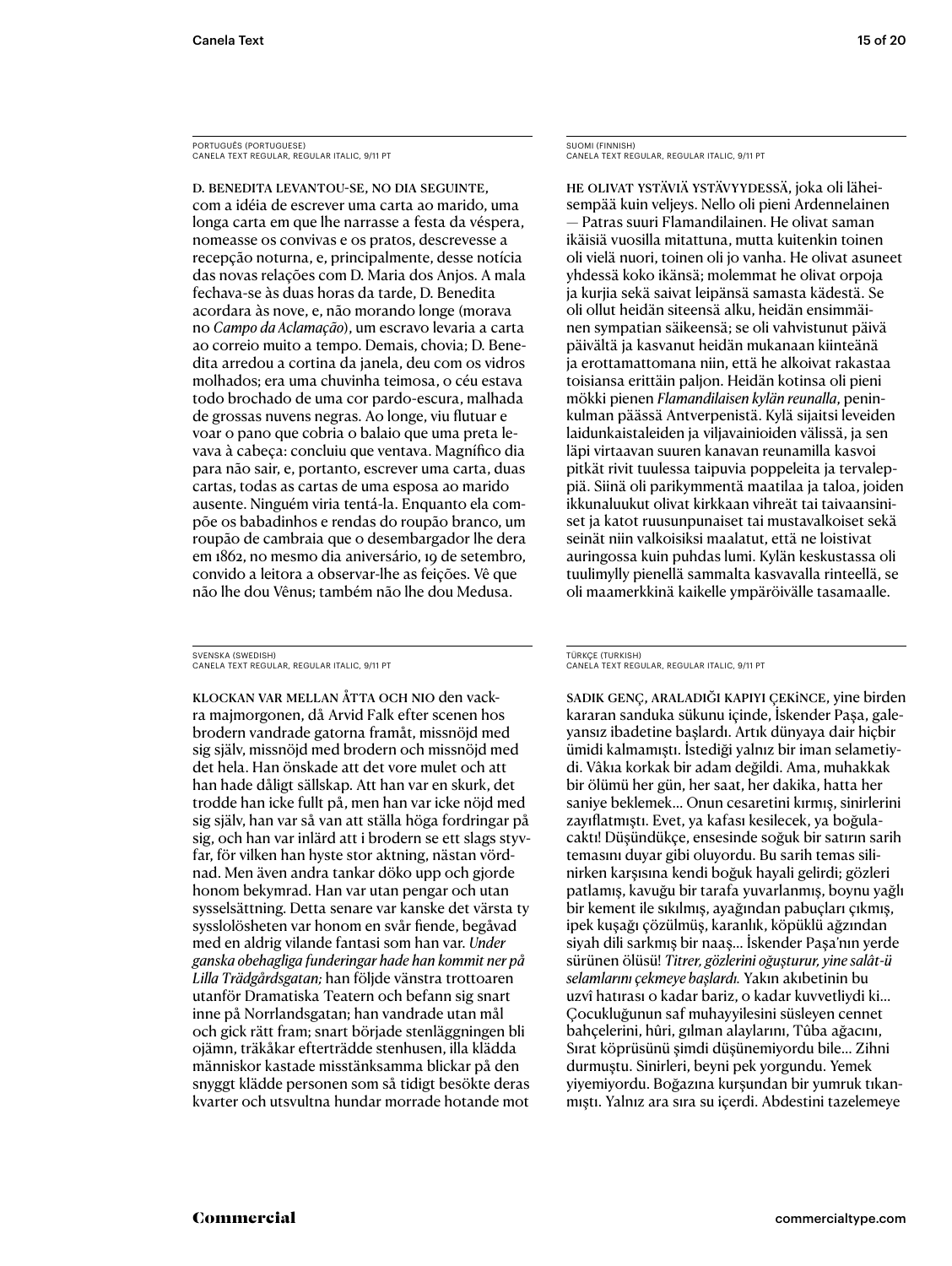PORTUGUÊS (PORTUGUESE)
CANELA TEXT REGULAR, REGULAR ITALIC, 9/11 PT

D. BENEDITA LEVANTOU-SE, NO DIA SEGUINTE, com a idéia de escrever uma carta ao marido, uma longa carta em que lhe narrasse a festa da véspera, nomeasse os convivas e os pratos, descrevesse a recepção noturna, e, principalmente, desse notícia das novas relações com D. Maria dos Anjos. A mala fechava-se às duas horas da tarde, D. Benedita acordara às nove, e, não morando longe (morava no *Campo da Aclamação*), um escravo levaria a carta ao correio muito a tempo. Demais, chovia; D. Benedita arredou a cortina da janela, deu com os vidros molhados; era uma chuvinha teimosa, o céu estava todo brochado de uma cor pardo-escura, malhada de grossas nuvens negras. Ao longe, viu flutuar e voar o pano que cobria o balaio que uma preta levava à cabeça: concluiu que ventava. Magnífico dia para não sair, e, portanto, escrever uma carta, duas cartas, todas as cartas de uma esposa ao marido ausente. Ninguém viria tentá-la. Enquanto ela compõe os babadinhos e rendas do roupão branco, um roupão de cambraia que o desembargador lhe dera em 1862, no mesmo dia aniversário, 19 de setembro, convido a leitora a observar-lhe as feições. Vê que não lhe dou Vênus; também não lhe dou Medusa.

SUOMI (FINNISH)
CANELA TEXT REGULAR, REGULAR ITALIC, 9/11 PT

HE OLIVAT YSTÄVIÄ YSTÄVYYDESSÄ, joka oli läheisempää kuin veljeys. Nello oli pieni Ardennelainen — Patras suuri Flamandilainen. He olivat saman ikäisiä vuosilla mitattuna, mutta kuitenkin toinen oli vielä nuori, toinen oli jo vanha. He olivat asuneet yhdessä koko ikänsä; molemmat he olivat orpoja ja kurjia sekä saivat leipänsä samasta kädestä. Se oli ollut heidän siteensä alku, heidän ensimmäinen sympatian säikeensä; se oli vahvistunut päivä päivältä ja kasvanut heidän mukanaan kiinteänä ja erottamattomana niin, että he alkoivat rakastaa toisiansa erittäin paljon. Heidän kotinsa oli pieni mökki pienen *Flamandilaisen kylän reunalla*, peninkulman päässä Antverpenistä. Kylä sijaitsi leveiden laidunkaistaleiden ja viljavainioiden välissä, ja sen läpi virtaavan suuren kanavan reunamilla kasvoi pitkät rivit tuulessa taipuvia poppeleita ja tervaleppiä. Siinä oli parikymmentä maatilaa ja taloa, joiden ikkunaluukut olivat kirkkaan vihreät tai taivaansiniset ja katot ruusunpunaiset tai mustavalkoiset sekä seinät niin valkoisiksi maalatut, että ne loistivat auringossa kuin puhdas lumi. Kylän keskustassa oli tuulimylly pienellä sammalta kasvavalla rinteellä, se oli maamerkkinä kaikelle ympäröivälle tasamaalle.

SVENSKA (SWEDISH)
CANELA TEXT REGULAR, REGULAR ITALIC, 9/11 PT

KLOCKAN VAR MELLAN ÅTTA OCH NIO den vackra majmorgonen, då Arvid Falk efter scenen hos brodern vandrade gatorna framåt, missnöjd med sig själv, missnöjd med brodern och missnöjd med det hela. Han önskade att det vore mulet och att han hade dåligt sällskap. Att han var en skurk, det trodde han icke fullt på, men han var icke nöjd med sig själv, han var så van att ställa höga fordringar på sig, och han var inlärd att i brodern se ett slags styvfar, för vilken han hyste stor aktning, nästan vördnad. Men även andra tankar döko upp och gjorde honom bekymrad. Han var utan pengar och utan sysselsättning. Detta senare var kanske det värsta ty sysslolösheten var honom en svår fiende, begåvad med en aldrig vilande fantasi som han var. *Under ganska obehagliga funderingar hade han kommit ner på Lilla Trädgårdsgatan;* han följde vänstra trottoaren utanför Dramatiska Teatern och befann sig snart inne på Norrlandsgatan; han vandrade utan mål och gick rätt fram; snart började stenläggningen bli ojämn, träkåkar efterträdde stenhusen, illa klädda människor kastade misstänksamma blickar på den snyggt klädde personen som så tidigt besökte deras kvarter och utsvultna hundar morrade hotande mot

TÜRKÇE (TURKISH)
CANELA TEXT REGULAR, REGULAR ITALIC, 9/11 PT

SADIK GENÇ, ARALADIĞI KAPIYI ÇEKİNCE, yine birden kararan sanduka sükunu içinde, İskender Paşa, galeyansız ibadetine başlardı. Artık dünyaya dair hiçbir ümidi kalmamıştı. İstediği yalnız bir iman selametiydi. Vâkıa korkak bir adam değildi. Ama, muhakkak bir ölümü her gün, her saat, her dakika, hatta her saniye beklemek… Onun cesaretini kırmış, sinirlerini zayıflatmıştı. Evet, ya kafası kesilecek, ya boğulacaktı! Düşündükçe, ensesinde soğuk bir satırın sarih temasını duyar gibi oluyordu. Bu sarih temas silinirken karşısına kendi boğuk hayali gelirdi; gözleri patlamış, kavuğu bir tarafa yuvarlanmış, boynu yağlı bir kement ile sıkılmış, ayağından pabuçları çıkmış, ipek kuşağı çözülmüş, karanlık, köpüklü ağzından siyah dili sarkmış bir naaş… İskender Paşa'nın yerde sürünen ölüsü! *Titrer, gözlerini oğuşturur, yine salât-ü selamlarını çekmeye başlardı.* Yakın akıbetinin bu uzvî hatırası o kadar bariz, o kadar kuvvetliydi ki… Çocukluğunun saf muhayyilesini süsleyen cennet bahçelerini, hûri, gılman alaylarını, Tûba ağacını, Sırat köprüsünü şimdi düşünemiyordu bile… Zihni durmuştu. Sinirleri, beyni pek yorgundu. Yemek yiyemiyordu. Boğazına kurşundan bir yumruk tıkanmıştı. Yalnız ara sıra su içerdi. Abdestini tazelemeye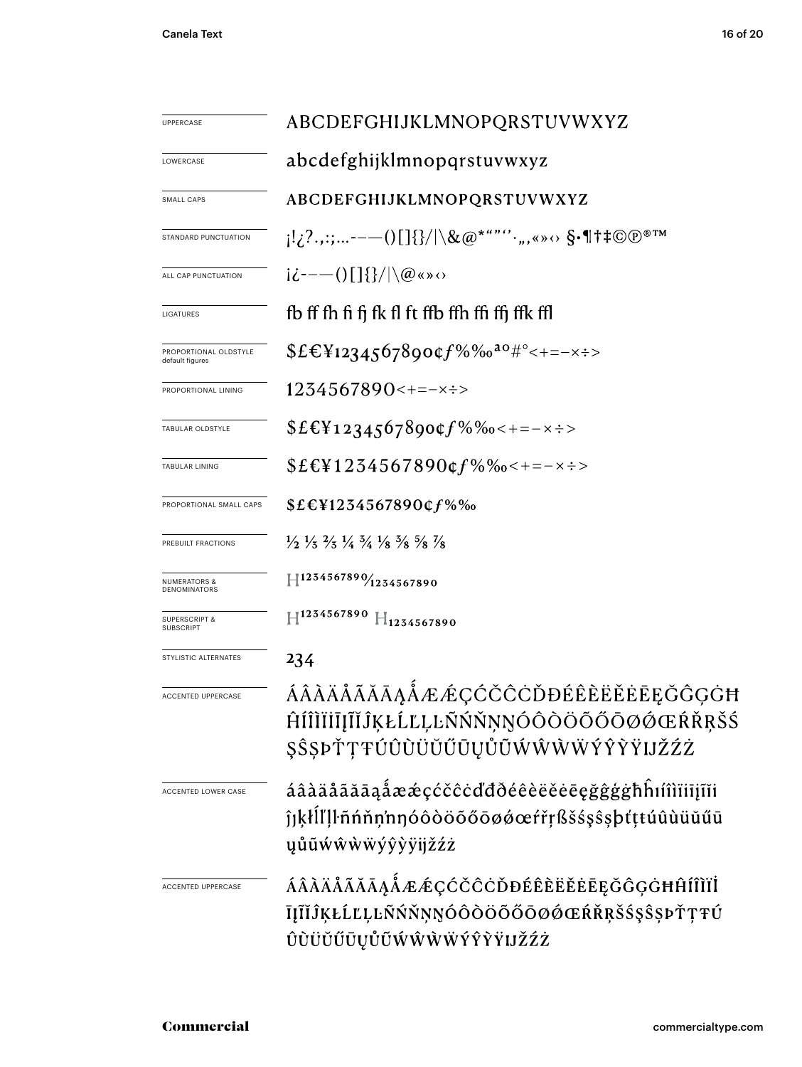| | |
|---|---|
| UPPERCASE | ABCDEFGHIJKLMNOPQRSTUVWXYZ |
| LOWERCASE | abcdefghijklmnopqrstuvwxyz |
| SMALL CAPS | ABCDEFGHIJKLMNOPQRSTUVWXYZ |
| STANDARD PUNCTUATION | ¡!¿?.,:;...-–—()[]{}/\|\&@*"""''·,„«»‹› §•¶†‡©℗®™ |
| ALL CAP PUNCTUATION | ¡¿-–—()[]{}/\|\@«»‹› |
| LIGATURES | fb ff fh fi fj fk fl ft ffb ffh ffi ffj ffk ffl |
| PROPORTIONAL OLDSTYLE default figures | $£€¥1234567890¢ƒ%‰ªº#°<+=−×÷> |
| PROPORTIONAL LINING | 1234567890<+=−×÷> |
| TABULAR OLDSTYLE | $£€¥1234567890¢ƒ%‰<+=−×÷> |
| TABULAR LINING | $£€¥1234567890¢ƒ%‰<+=−×÷> |
| PROPORTIONAL SMALL CAPS | $£€¥1234567890¢ƒ%‰ |
| PREBUILT FRACTIONS | ½ ⅓ ⅔ ¼ ¾ ⅛ ⅜ ⅝ ⅞ |
| NUMERATORS & DENOMINATORS | H1234567890⁄1234567890 |
| SUPERSCRIPT & SUBSCRIPT | H1234567890 H1234567890 |
| STYLISTIC ALTERNATES | 234 |
| ACCENTED UPPERCASE | ÁÂÀÄÅÃĂĀĄǺÆǼÇĆČĈĊĎĐÉÊÈËĚĖĒĘĞĜĢĠĦĤÍÎÌÏİĪĮĨĬĴĶŁĹĽĻĿÑŃŇŅŊÓÔÒÖÕŐŌØǾŒŔŘŖŠŚŞŜȘÞŤŢŦÚÛÙÜŬŰŪŲŮŨẂŴẀẄÝŶỲŸĲŽŹŻ |
| ACCENTED LOWER CASE | áâàäåãăāąǻæǽçćčĉċďđðéêèëěėēęğĝģġħĥıíîìïiīįĩĭȷĵķłĺľļŀñńňņŉŋóôòöõőōøǿœŕřŗßšśşŝșþťţŧúûùüŭűūųůũẃŵẁẅýŷỳÿĳžźż |
| ACCENTED UPPERCASE | ÁÂÀÄÅÃĂĀĄǺÆǼÇĆČĈĊĎĐÉÊÈËĚĖĒĘĞĜĢĠĦĤÍÎÌÏİĪĮĨĬĴĶŁĹĽĻĿÑŃŇŅŊÓÔÒÖÕŐŌØǾŒŔŘŖŠŚŞŜȘÞŤŢŦÚÛÙÜŬŰŪŲŮŨẂŴẀẄÝŶỲŸĲŽŹŻ |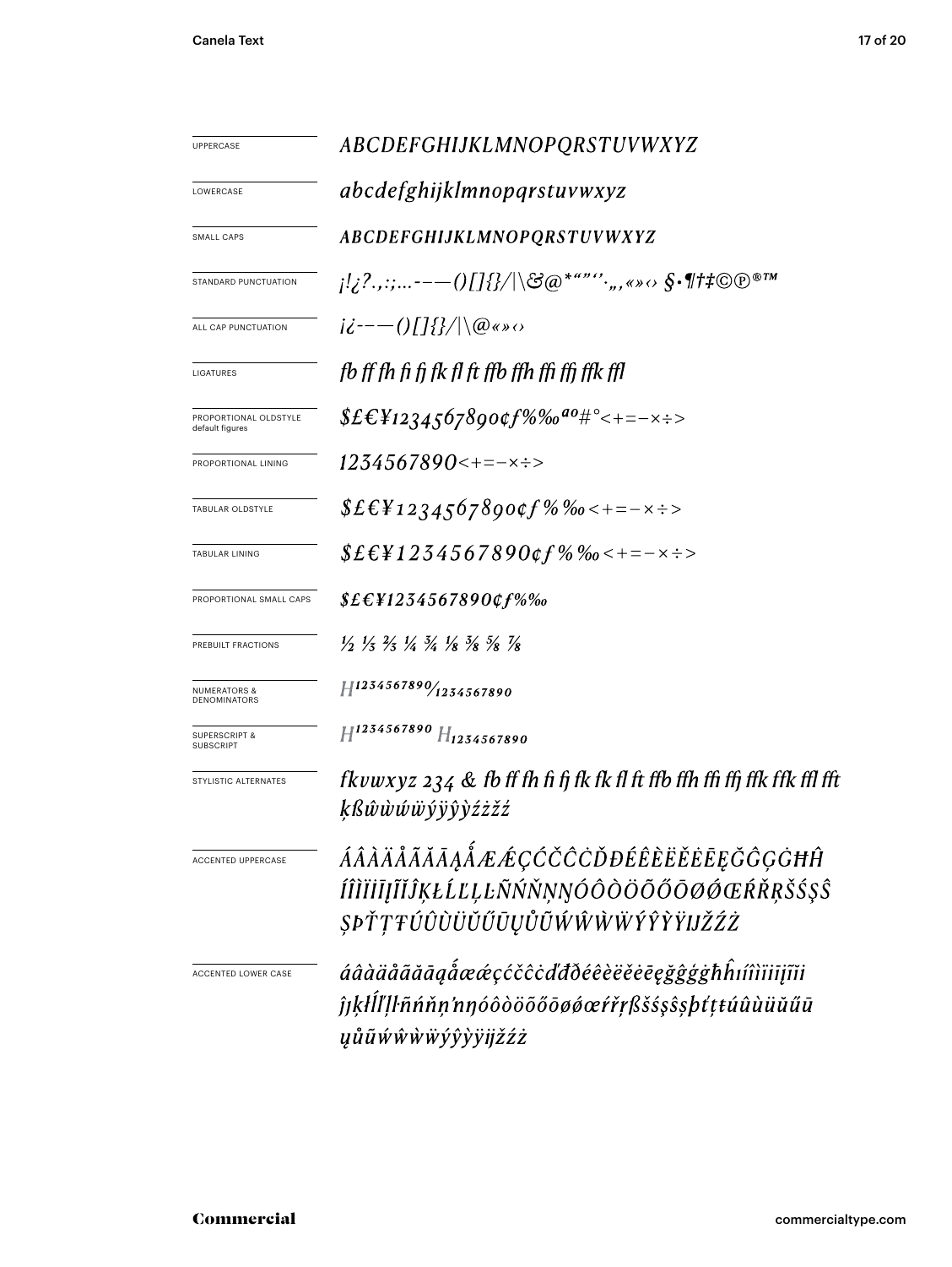| | |
|---|---|
| UPPERCASE | *ABCDEFGHIJKLMNOPQRSTUVWXYZ* |
| LOWERCASE | *abcdefghijklmnopqrstuvwxyz* |
| SMALL CAPS | *ABCDEFGHIJKLMNOPQRSTUVWXYZ* |
| STANDARD PUNCTUATION | *¡!¿?.,:;...‐–—()[]{}/\|\&@*""''·„‚«»‹› §•¶†‡©℗®™* |
| ALL CAP PUNCTUATION | *¡¿‐–—()[]{}/\|\@«»‹›* |
| LIGATURES | *fb ff fh fi fj fk fl ft ffb ffh ffi ffj ffk ffl* |
| PROPORTIONAL OLDSTYLE default figures | *$£€¥1234567890¢ƒ%‰ªº#°<+=−×÷>* |
| PROPORTIONAL LINING | *1234567890<+=−×÷>* |
| TABULAR OLDSTYLE | *$£€¥1234567890¢ƒ%‰<+=−×÷>* |
| TABULAR LINING | *$£€¥1234567890¢ƒ%‰<+=−×÷>* |
| PROPORTIONAL SMALL CAPS | *$£€¥1234567890¢ƒ%‰* |
| PREBUILT FRACTIONS | *½ ⅓ ⅔ ¼ ¾ ⅛ ⅜ ⅝ ⅞* |
| NUMERATORS & DENOMINATORS | *H1234567890⁄1234567890* |
| SUPERSCRIPT & SUBSCRIPT | *H1234567890 H1234567890* |
| STYLISTIC ALTERNATES | *fkvwxyz 234 & fb ff fh fi fj fk fk fl ft ffb ffh ffi ffj ffk ffk ffl fft ķßŵẁẃẅýÿŷỳźżžź* |
| ACCENTED UPPERCASE | *ÁÂÀÄÅÃĂĀĄǺÆǼÇĆČĈĊĎĐÉÊÈËĔĖĒĘĞĜĢĠĦĤ ÍÎÌÏĬĪĮĨĴĶŁĹĽĻĿÑŃŇŅŊÓÔÒÖÕŐŌØǾŒŔŘŖŠŚŞŜ ȘÞŤŢŦÚÛÙÜŬŰŪŲŮŨẂŴẀẄÝŶỲŸĲŽŹŻ* |
| ACCENTED LOWER CASE | *áâàäåãăāąǻæǽçćčĉċďđðéêèëĕėēęğĝģġħĥıíîìïĭīįĩĳ ĵȷķłĺľļŀñńňņŉŋóôòöõőōøǿœŕřŗßšśşŝșþťţŧúûùüŭűū ųůũẃŵẁẅýŷỳÿĳžźż* |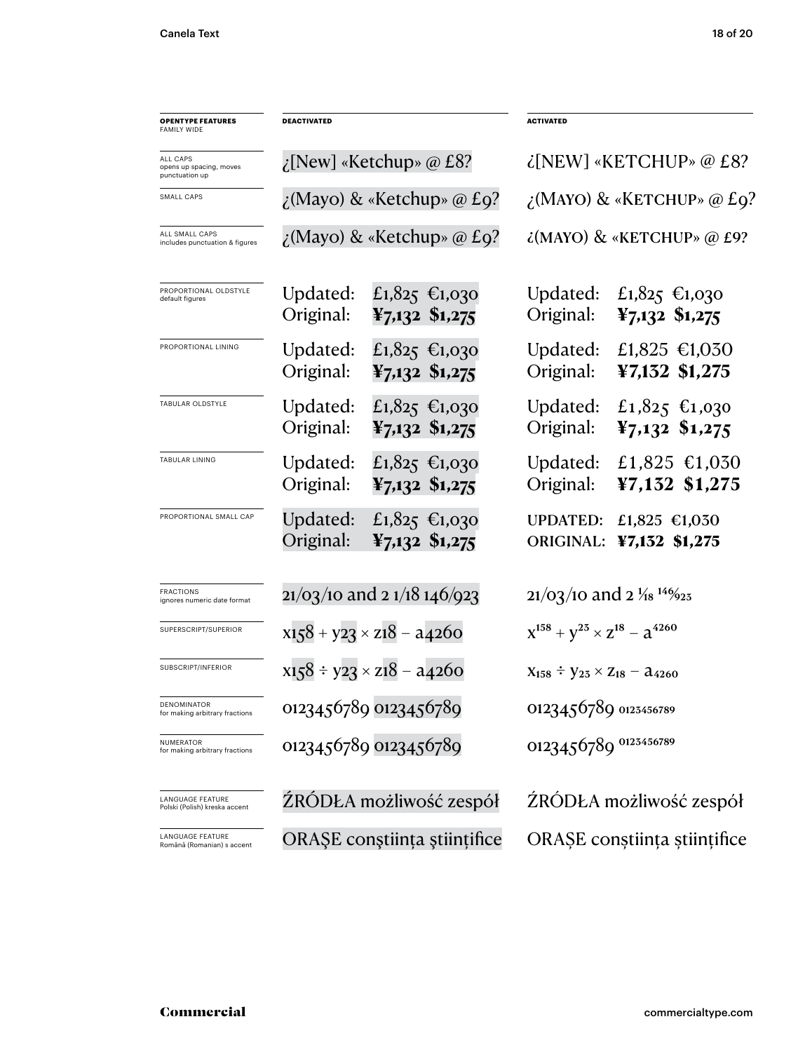| **OPENTYPE FEATURES** FAMILY WIDE | **DEACTIVATED** | **ACTIVATED** |
|---|---|---|
| ALL CAPS opens up spacing, moves punctuation up | ¿[New] «Ketchup» @ £8? | ¿[NEW] «KETCHUP» @ £8? |
| SMALL CAPS | ¿(Mayo) & «Ketchup» @ £9? | ¿(MAYO) & «KETCHUP» @ £9? |
| ALL SMALL CAPS includes punctuation & figures | ¿(Mayo) & «Ketchup» @ £9? | ¿(MAYO) & «KETCHUP» @ £9? |
| PROPORTIONAL OLDSTYLE default figures | Updated: £1,825 €1,030<br>Original: **¥7,132 $1,275** | Updated: £1,825 €1,030<br>Original: **¥7,132 $1,275** |
| PROPORTIONAL LINING | Updated: £1,825 €1,030<br>Original: **¥7,132 $1,275** | Updated: £1,825 €1,030<br>Original: **¥7,132 $1,275** |
| TABULAR OLDSTYLE | Updated: £1,825 €1,030<br>Original: **¥7,132 $1,275** | Updated: £1,825 €1,030<br>Original: **¥7,132 $1,275** |
| TABULAR LINING | Updated: £1,825 €1,030<br>Original: **¥7,132 $1,275** | Updated: £1,825 €1,030<br>Original: **¥7,132 $1,275** |
| PROPORTIONAL SMALL CAP | Updated: £1,825 €1,030<br>Original: **¥7,132 $1,275** | UPDATED: £1,825 €1,030<br>ORIGINAL: **¥7,132 $1,275** |
| FRACTIONS ignores numeric date format | 21/03/10 and 2 1/18 146/923 | 21/03/10 and 2 ⅛ 146⁄923 |
| SUPERSCRIPT/SUPERIOR | x158 + y23 × z18 – a4260 | $x^{158} + y^{23} \times z^{18} - a^{4260}$ |
| SUBSCRIPT/INFERIOR | x158 ÷ y23 × z18 – a4260 | $x_{158} \div y_{23} \times z_{18} - a_{4260}$ |
| DENOMINATOR for making arbitrary fractions | 0123456789 0123456789 | 0123456789 $_{0123456789}$ |
| NUMERATOR for making arbitrary fractions | 0123456789 0123456789 | 0123456789 $^{0123456789}$ |
| LANGUAGE FEATURE Polski (Polish) kreska accent | ŹRÓDŁA możliwość zespół | ŹRÓDŁA możliwość zespół |
| LANGUAGE FEATURE Română (Romanian) s accent | ORAŞE conştiinţa ştiinţifice | ORAȘE conștiința științifice |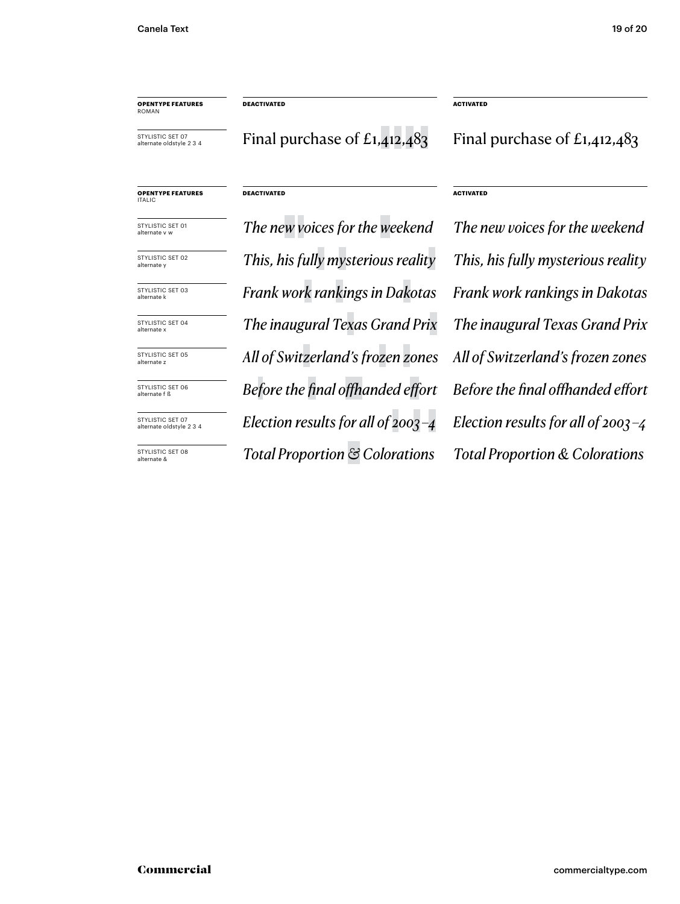| **OPENTYPE FEATURES** ROMAN | **DEACTIVATED** | **ACTIVATED** |
|---|---|---|
| STYLISTIC SET 07 alternate oldstyle 2 3 4 | Final purchase of £1,412,483 | Final purchase of £1,412,483 |

| **OPENTYPE FEATURES** ITALIC | **DEACTIVATED** | **ACTIVATED** |
|---|---|---|
| STYLISTIC SET 01 alternate v w | *The new voices for the weekend* | *The new voices for the weekend* |
| STYLISTIC SET 02 alternate y | *This, his fully mysterious reality* | *This, his fully mysterious reality* |
| STYLISTIC SET 03 alternate k | *Frank work rankings in Dakotas* | *Frank work rankings in Dakotas* |
| STYLISTIC SET 04 alternate x | *The inaugural Texas Grand Prix* | *The inaugural Texas Grand Prix* |
| STYLISTIC SET 05 alternate z | *All of Switzerland's frozen zones* | *All of Switzerland's frozen zones* |
| STYLISTIC SET 06 alternate f ß | *Before the final offhanded effort* | *Before the final offhanded effort* |
| STYLISTIC SET 07 alternate oldstyle 2 3 4 | *Election results for all of 2003–4* | *Election results for all of 2003–4* |
| STYLISTIC SET 08 alternate & | *Total Proportion & Colorations* | *Total Proportion & Colorations* |

Commercial

commercialtype.com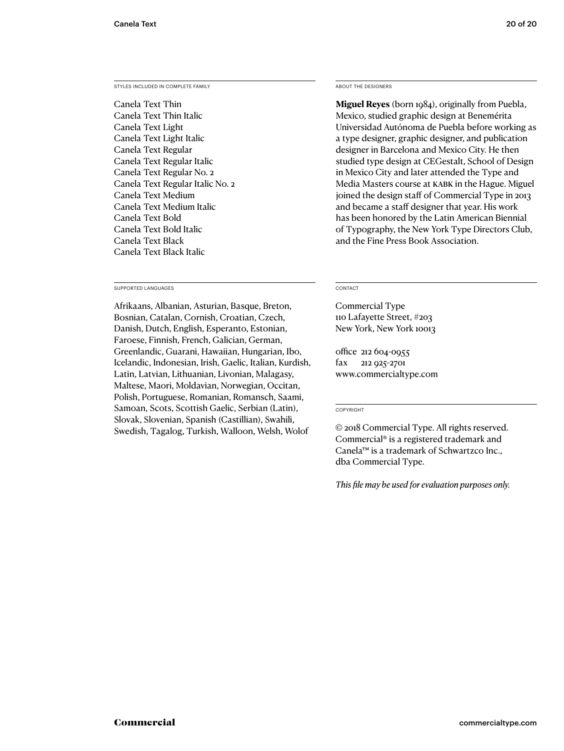## STYLES INCLUDED IN COMPLETE FAMILY

Canela Text Thin
Canela Text Thin Italic
Canela Text Light
Canela Text Light Italic
Canela Text Regular
Canela Text Regular Italic
Canela Text Regular No. 2
Canela Text Regular Italic No. 2
Canela Text Medium
Canela Text Medium Italic
Canela Text Bold
Canela Text Bold Italic
Canela Text Black
Canela Text Black Italic

## ABOUT THE DESIGNERS

**Miguel Reyes** (born 1984), originally from Puebla, Mexico, studied graphic design at Benemérita Universidad Autónoma de Puebla before working as a type designer, graphic designer, and publication designer in Barcelona and Mexico City. He then studied type design at CEGestalt, School of Design in Mexico City and later attended the Type and Media Masters course at KABK in the Hague. Miguel joined the design staff of Commercial Type in 2013 and became a staff designer that year. His work has been honored by the Latin American Biennial of Typography, the New York Type Directors Club, and the Fine Press Book Association.

## SUPPORTED LANGUAGES

Afrikaans, Albanian, Asturian, Basque, Breton, Bosnian, Catalan, Cornish, Croatian, Czech, Danish, Dutch, English, Esperanto, Estonian, Faroese, Finnish, French, Galician, German, Greenlandic, Guarani, Hawaiian, Hungarian, Ibo, Icelandic, Indonesian, Irish, Gaelic, Italian, Kurdish, Latin, Latvian, Lithuanian, Livonian, Malagasy, Maltese, Maori, Moldavian, Norwegian, Occitan, Polish, Portuguese, Romanian, Romansch, Saami, Samoan, Scots, Scottish Gaelic, Serbian (Latin), Slovak, Slovenian, Spanish (Castillian), Swahili, Swedish, Tagalog, Turkish, Walloon, Welsh, Wolof

## CONTACT

Commercial Type
110 Lafayette Street, #203
New York, New York 10013

office 212 604-0955
fax 212 925-2701
www.commercialtype.com

## COPYRIGHT

© 2018 Commercial Type. All rights reserved. Commercial® is a registered trademark and Canela™ is a trademark of Schwartzco Inc., dba Commercial Type.

*This file may be used for evaluation purposes only.*